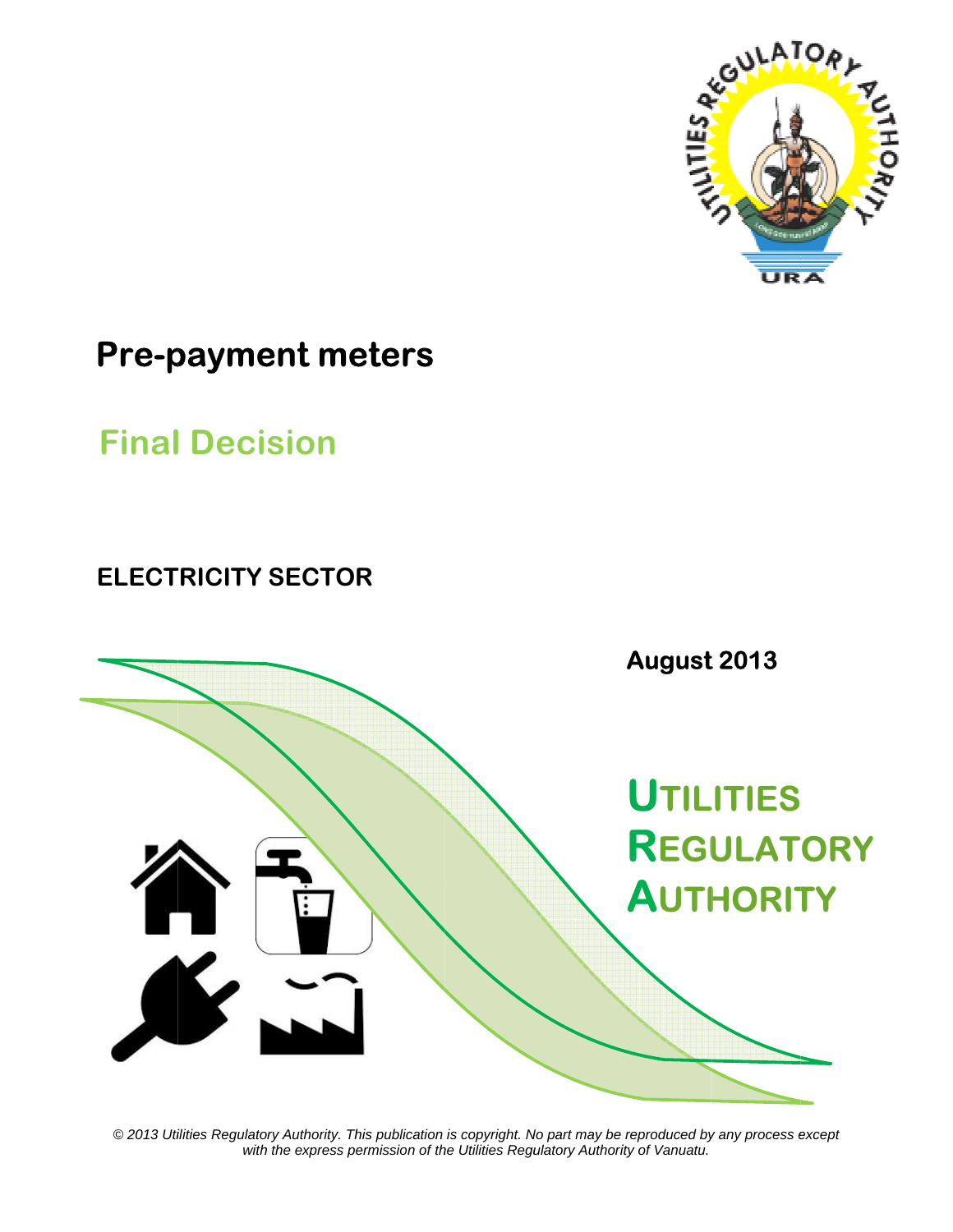# Pre-payment meters

## Final Decision

**ELECTRICITY SECTOR**

**August 2013**

**UTILITIES REGULATORY AUTHORITY**

*© 2013 Utilities Regulatory Authority. This publication is copyright. No part may be reproduced by any process except with the express permission of the Utilities Regulatory Authority of Vanuatu.*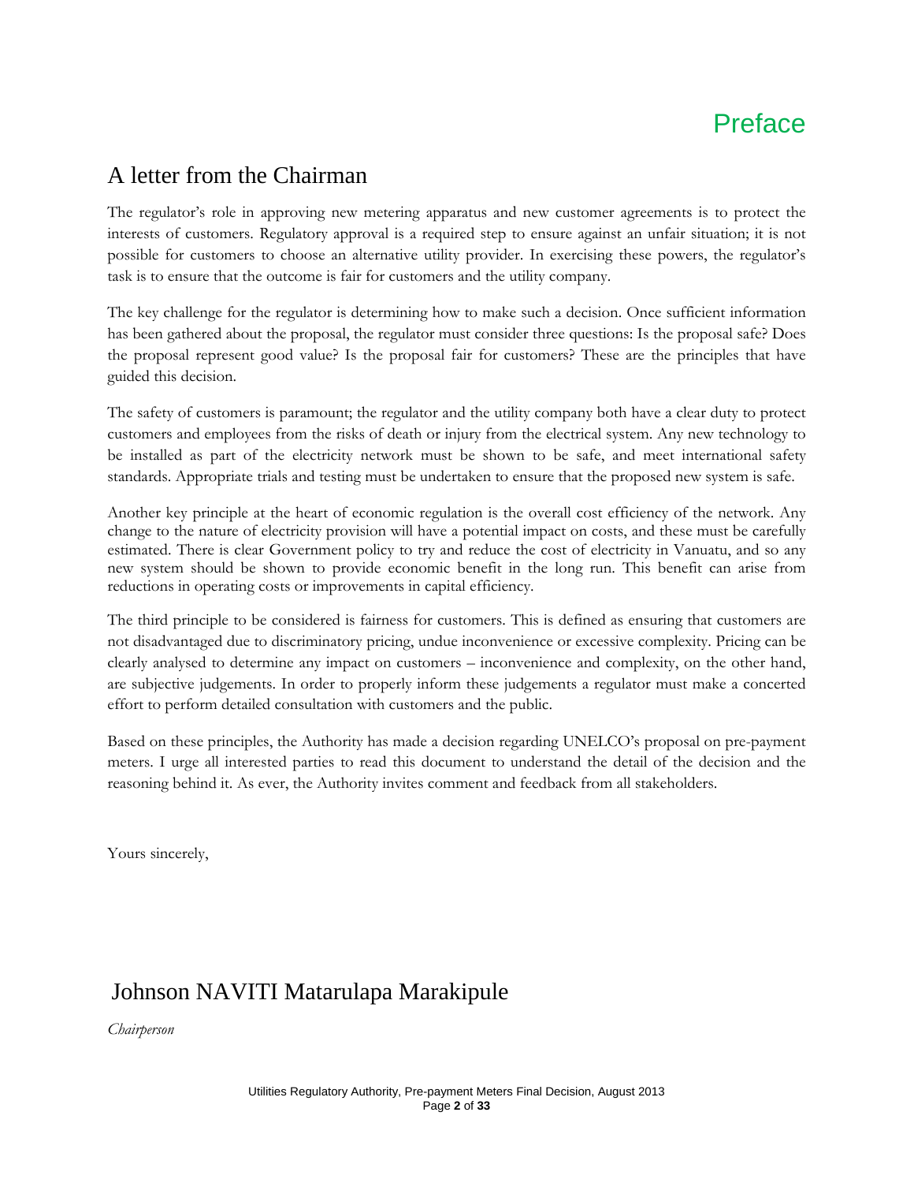# Preface

## A letter from the Chairman

The regulator's role in approving new metering apparatus and new customer agreements is to protect the interests of customers. Regulatory approval is a required step to ensure against an unfair situation; it is not possible for customers to choose an alternative utility provider. In exercising these powers, the regulator's task is to ensure that the outcome is fair for customers and the utility company.

The key challenge for the regulator is determining how to make such a decision. Once sufficient information has been gathered about the proposal, the regulator must consider three questions: Is the proposal safe? Does the proposal represent good value? Is the proposal fair for customers? These are the principles that have guided this decision.

The safety of customers is paramount; the regulator and the utility company both have a clear duty to protect customers and employees from the risks of death or injury from the electrical system. Any new technology to be installed as part of the electricity network must be shown to be safe, and meet international safety standards. Appropriate trials and testing must be undertaken to ensure that the proposed new system is safe.

Another key principle at the heart of economic regulation is the overall cost efficiency of the network. Any change to the nature of electricity provision will have a potential impact on costs, and these must be carefully estimated. There is clear Government policy to try and reduce the cost of electricity in Vanuatu, and so any new system should be shown to provide economic benefit in the long run. This benefit can arise from reductions in operating costs or improvements in capital efficiency.

The third principle to be considered is fairness for customers. This is defined as ensuring that customers are not disadvantaged due to discriminatory pricing, undue inconvenience or excessive complexity. Pricing can be clearly analysed to determine any impact on customers – inconvenience and complexity, on the other hand, are subjective judgements. In order to properly inform these judgements a regulator must make a concerted effort to perform detailed consultation with customers and the public.

Based on these principles, the Authority has made a decision regarding UNELCO's proposal on pre-payment meters. I urge all interested parties to read this document to understand the detail of the decision and the reasoning behind it. As ever, the Authority invites comment and feedback from all stakeholders.

Yours sincerely,

Johnson NAVITI Matarulapa Marakipule

*Chairperson*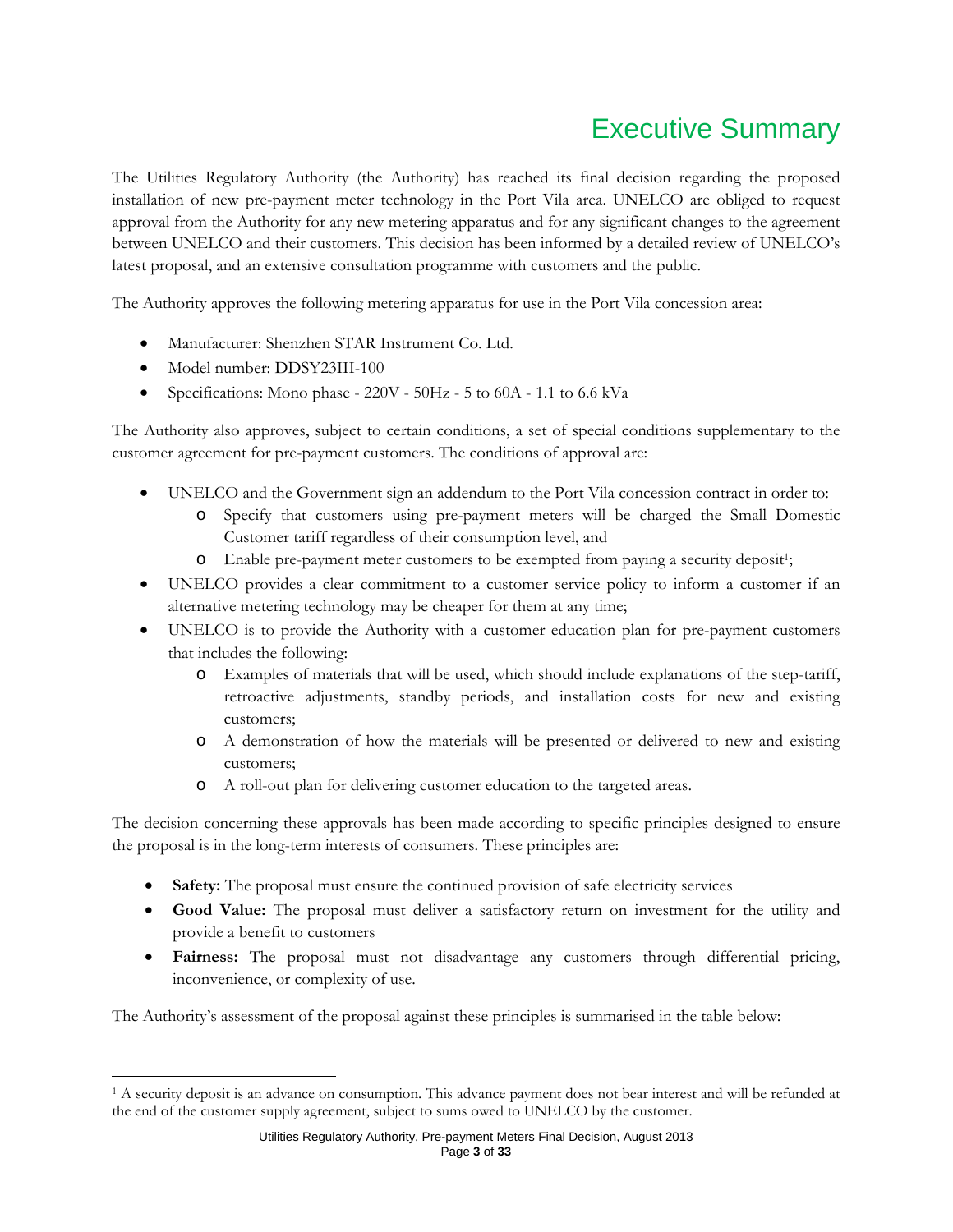# Executive Summary

The Utilities Regulatory Authority (the Authority) has reached its final decision regarding the proposed installation of new pre-payment meter technology in the Port Vila area. UNELCO are obliged to request approval from the Authority for any new metering apparatus and for any significant changes to the agreement between UNELCO and their customers. This decision has been informed by a detailed review of UNELCO's latest proposal, and an extensive consultation programme with customers and the public.

The Authority approves the following metering apparatus for use in the Port Vila concession area:

- Manufacturer: Shenzhen STAR Instrument Co. Ltd.
- Model number: DDSY23III-100
- Specifications: Mono phase - 220V - 50Hz - 5 to 60A - 1.1 to 6.6 kVa

The Authority also approves, subject to certain conditions, a set of special conditions supplementary to the customer agreement for pre-payment customers. The conditions of approval are:

- UNELCO and the Government sign an addendum to the Port Vila concession contract in order to:
  - Specify that customers using pre-payment meters will be charged the Small Domestic Customer tariff regardless of their consumption level, and
  - Enable pre-payment meter customers to be exempted from paying a security deposit[1];
- UNELCO provides a clear commitment to a customer service policy to inform a customer if an alternative metering technology may be cheaper for them at any time;
- UNELCO is to provide the Authority with a customer education plan for pre-payment customers that includes the following:
  - Examples of materials that will be used, which should include explanations of the step-tariff, retroactive adjustments, standby periods, and installation costs for new and existing customers;
  - A demonstration of how the materials will be presented or delivered to new and existing customers;
  - A roll-out plan for delivering customer education to the targeted areas.

The decision concerning these approvals has been made according to specific principles designed to ensure the proposal is in the long-term interests of consumers. These principles are:

- **Safety:** The proposal must ensure the continued provision of safe electricity services
- **Good Value:** The proposal must deliver a satisfactory return on investment for the utility and provide a benefit to customers
- **Fairness:** The proposal must not disadvantage any customers through differential pricing, inconvenience, or complexity of use.

The Authority's assessment of the proposal against these principles is summarised in the table below:

---

[1] A security deposit is an advance on consumption. This advance payment does not bear interest and will be refunded at the end of the customer supply agreement, subject to sums owed to UNELCO by the customer.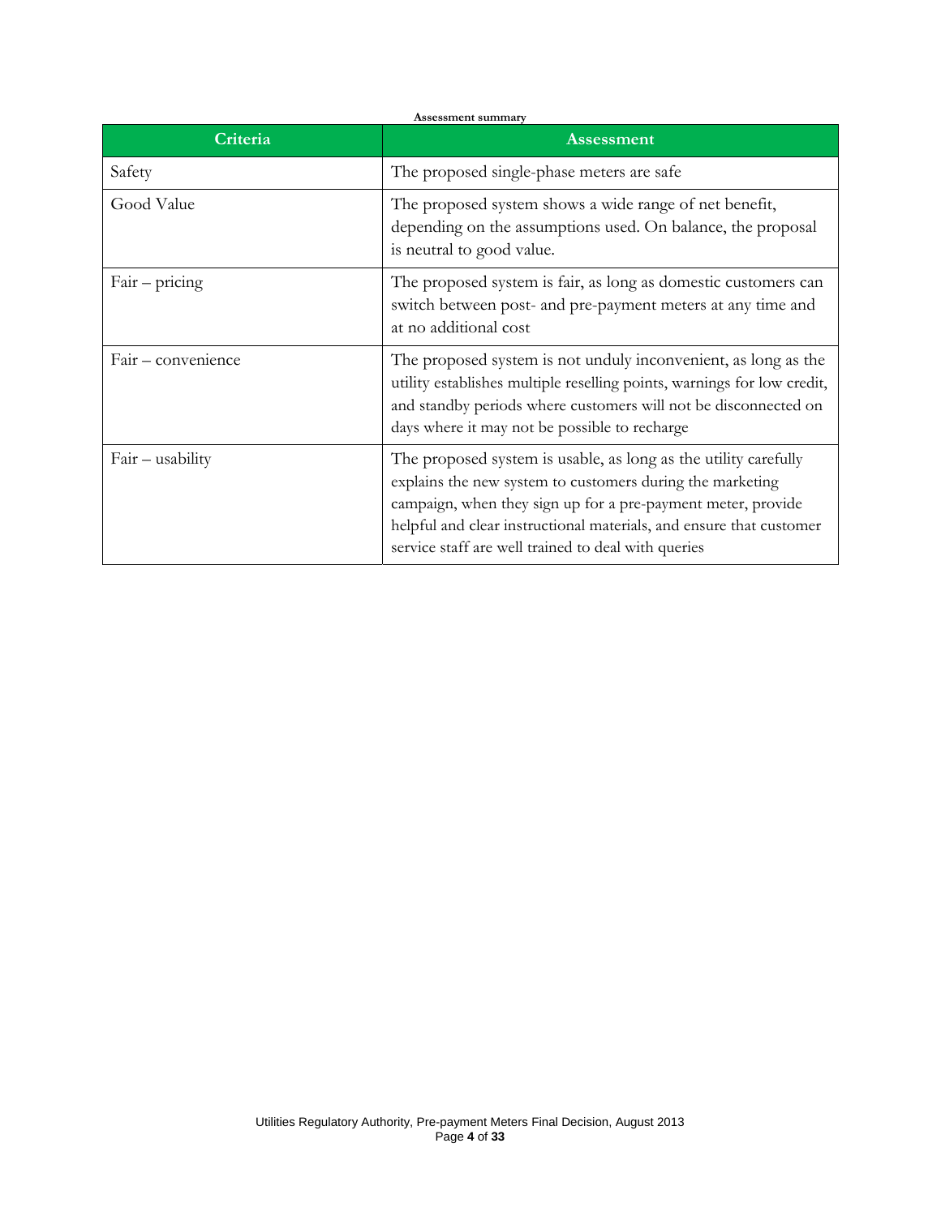**Assessment summary**

| Criteria | Assessment |
| --- | --- |
| Safety | The proposed single-phase meters are safe |
| Good Value | The proposed system shows a wide range of net benefit, depending on the assumptions used. On balance, the proposal is neutral to good value. |
| Fair – pricing | The proposed system is fair, as long as domestic customers can switch between post- and pre-payment meters at any time and at no additional cost |
| Fair – convenience | The proposed system is not unduly inconvenient, as long as the utility establishes multiple reselling points, warnings for low credit, and standby periods where customers will not be disconnected on days where it may not be possible to recharge |
| Fair – usability | The proposed system is usable, as long as the utility carefully explains the new system to customers during the marketing campaign, when they sign up for a pre-payment meter, provide helpful and clear instructional materials, and ensure that customer service staff are well trained to deal with queries |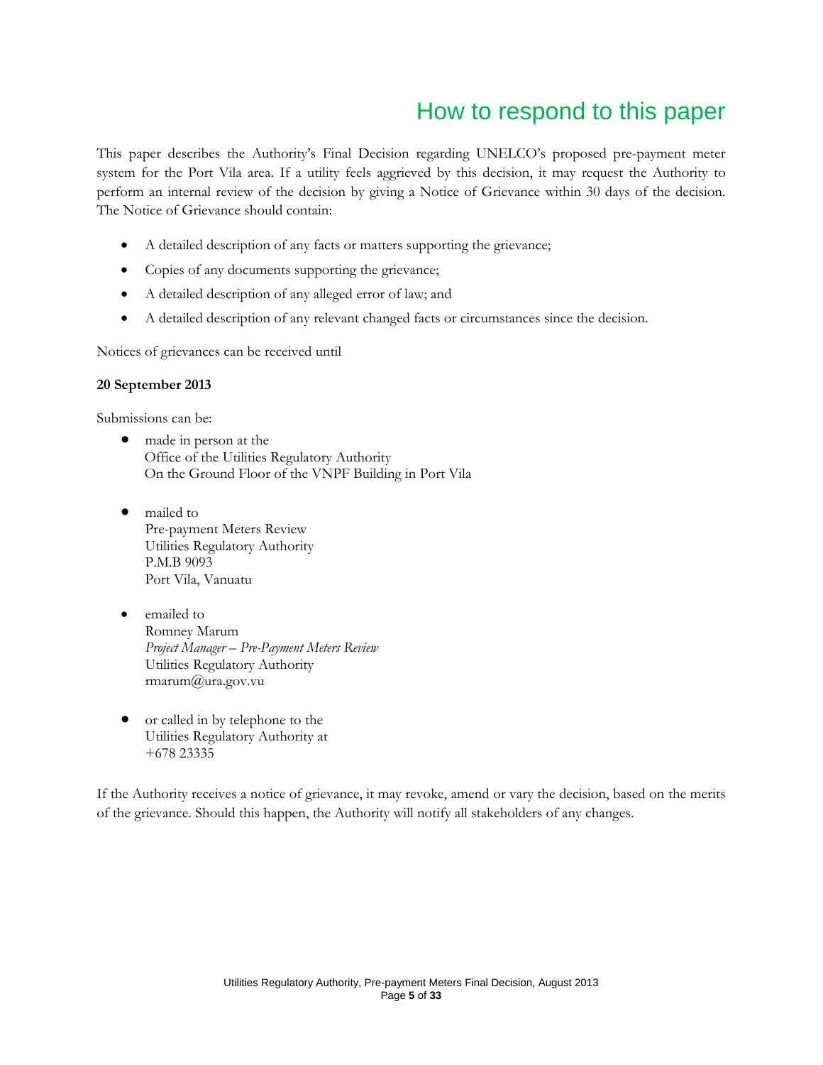# How to respond to this paper

This paper describes the Authority's Final Decision regarding UNELCO's proposed pre-payment meter system for the Port Vila area. If a utility feels aggrieved by this decision, it may request the Authority to perform an internal review of the decision by giving a Notice of Grievance within 30 days of the decision. The Notice of Grievance should contain:

- A detailed description of any facts or matters supporting the grievance;
- Copies of any documents supporting the grievance;
- A detailed description of any alleged error of law; and
- A detailed description of any relevant changed facts or circumstances since the decision.

Notices of grievances can be received until

**20 September 2013**

Submissions can be:

- made in person at the
  Office of the Utilities Regulatory Authority
  On the Ground Floor of the VNPF Building in Port Vila

- mailed to
  Pre-payment Meters Review
  Utilities Regulatory Authority
  P.M.B 9093
  Port Vila, Vanuatu

- emailed to
  Romney Marum
  *Project Manager – Pre-Payment Meters Review*
  Utilities Regulatory Authority
  rmarum@ura.gov.vu

- or called in by telephone to the
  Utilities Regulatory Authority at
  +678 23335

If the Authority receives a notice of grievance, it may revoke, amend or vary the decision, based on the merits of the grievance. Should this happen, the Authority will notify all stakeholders of any changes.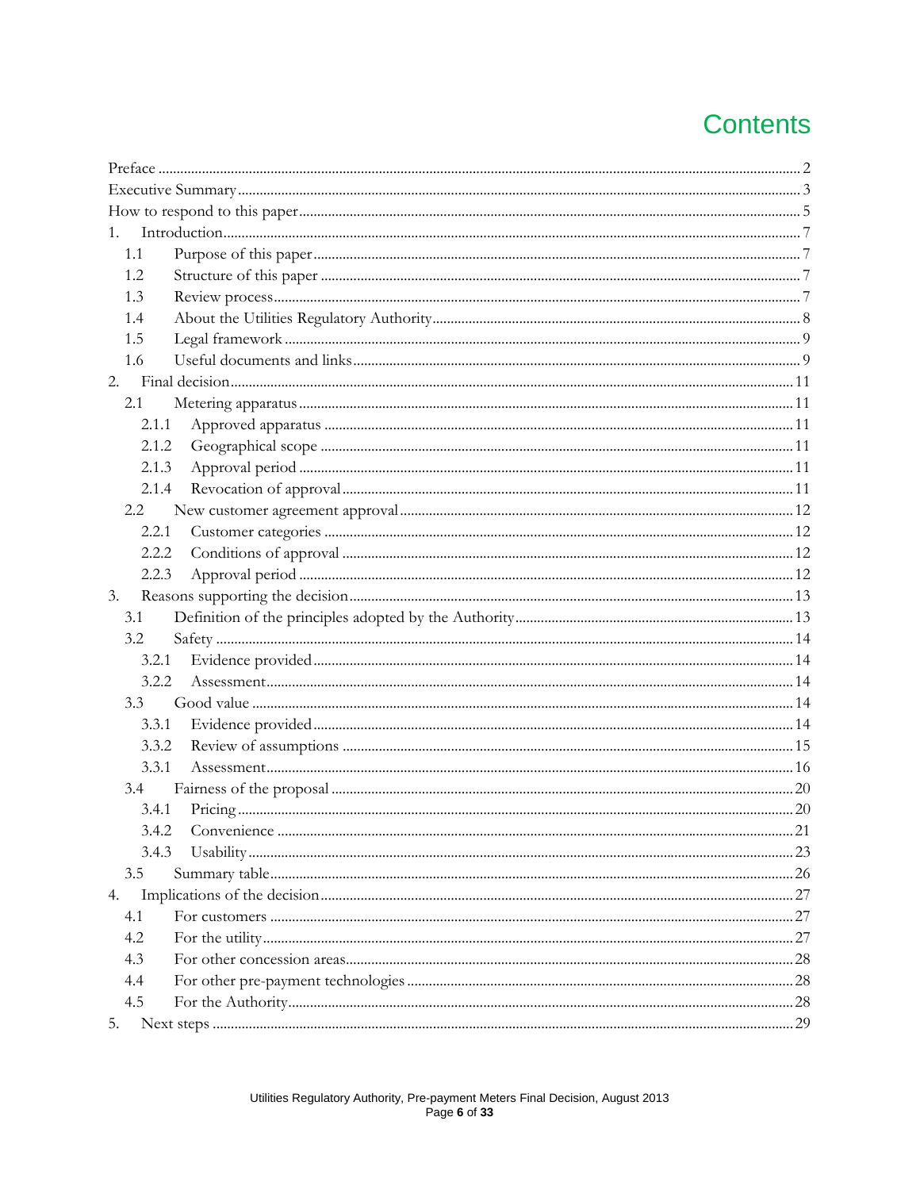# Contents

Preface ........................................................................................................................................ 2
Executive Summary ........................................................................................................................ 3
How to respond to this paper ........................................................................................................ 5
1. Introduction ............................................................................................................................... 7
   1.1 Purpose of this paper ............................................................................................................. 7
   1.2 Structure of this paper ........................................................................................................... 7
   1.3 Review process ...................................................................................................................... 7
   1.4 About the Utilities Regulatory Authority ............................................................................. 8
   1.5 Legal framework .................................................................................................................... 9
   1.6 Useful documents and links .................................................................................................. 9
2. Final decision ............................................................................................................................ 11
   2.1 Metering apparatus ............................................................................................................. 11
      2.1.1 Approved apparatus ...................................................................................................... 11
      2.1.2 Geographical scope ....................................................................................................... 11
      2.1.3 Approval period ............................................................................................................ 11
      2.1.4 Revocation of approval ................................................................................................. 11
   2.2 New customer agreement approval .................................................................................... 12
      2.2.1 Customer categories ...................................................................................................... 12
      2.2.2 Conditions of approval .................................................................................................. 12
      2.2.3 Approval period ............................................................................................................ 12
3. Reasons supporting the decision ............................................................................................. 13
   3.1 Definition of the principles adopted by the Authority ....................................................... 13
   3.2 Safety .................................................................................................................................... 14
      3.2.1 Evidence provided ......................................................................................................... 14
      3.2.2 Assessment .................................................................................................................... 14
   3.3 Good value ........................................................................................................................... 14
      3.3.1 Evidence provided ......................................................................................................... 14
      3.3.2 Review of assumptions .................................................................................................. 15
      3.3.1 Assessment .................................................................................................................... 16
   3.4 Fairness of the proposal ...................................................................................................... 20
      3.4.1 Pricing ........................................................................................................................... 20
      3.4.2 Convenience .................................................................................................................. 21
      3.4.3 Usability ........................................................................................................................ 23
   3.5 Summary table ..................................................................................................................... 26
4. Implications of the decision ..................................................................................................... 27
   4.1 For customers ...................................................................................................................... 27
   4.2 For the utility ....................................................................................................................... 27
   4.3 For other concession areas ................................................................................................... 28
   4.4 For other pre-payment technologies ................................................................................... 28
   4.5 For the Authority ................................................................................................................. 28
5. Next steps ................................................................................................................................. 29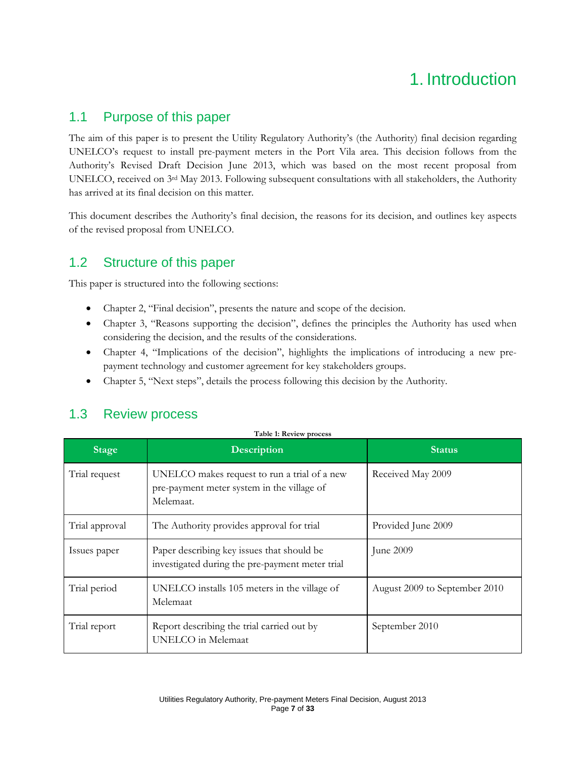# 1. Introduction

## 1.1 Purpose of this paper

The aim of this paper is to present the Utility Regulatory Authority's (the Authority) final decision regarding UNELCO's request to install pre-payment meters in the Port Vila area. This decision follows from the Authority's Revised Draft Decision June 2013, which was based on the most recent proposal from UNELCO, received on 3rd May 2013. Following subsequent consultations with all stakeholders, the Authority has arrived at its final decision on this matter.

This document describes the Authority's final decision, the reasons for its decision, and outlines key aspects of the revised proposal from UNELCO.

## 1.2 Structure of this paper

This paper is structured into the following sections:

- Chapter 2, "Final decision", presents the nature and scope of the decision.
- Chapter 3, "Reasons supporting the decision", defines the principles the Authority has used when considering the decision, and the results of the considerations.
- Chapter 4, "Implications of the decision", highlights the implications of introducing a new pre-payment technology and customer agreement for key stakeholders groups.
- Chapter 5, "Next steps", details the process following this decision by the Authority.

## 1.3 Review process

**Table 1: Review process**

| Stage | Description | Status |
|---|---|---|
| Trial request | UNELCO makes request to run a trial of a new pre-payment meter system in the village of Melemaat. | Received May 2009 |
| Trial approval | The Authority provides approval for trial | Provided June 2009 |
| Issues paper | Paper describing key issues that should be investigated during the pre-payment meter trial | June 2009 |
| Trial period | UNELCO installs 105 meters in the village of Melemaat | August 2009 to September 2010 |
| Trial report | Report describing the trial carried out by UNELCO in Melemaat | September 2010 |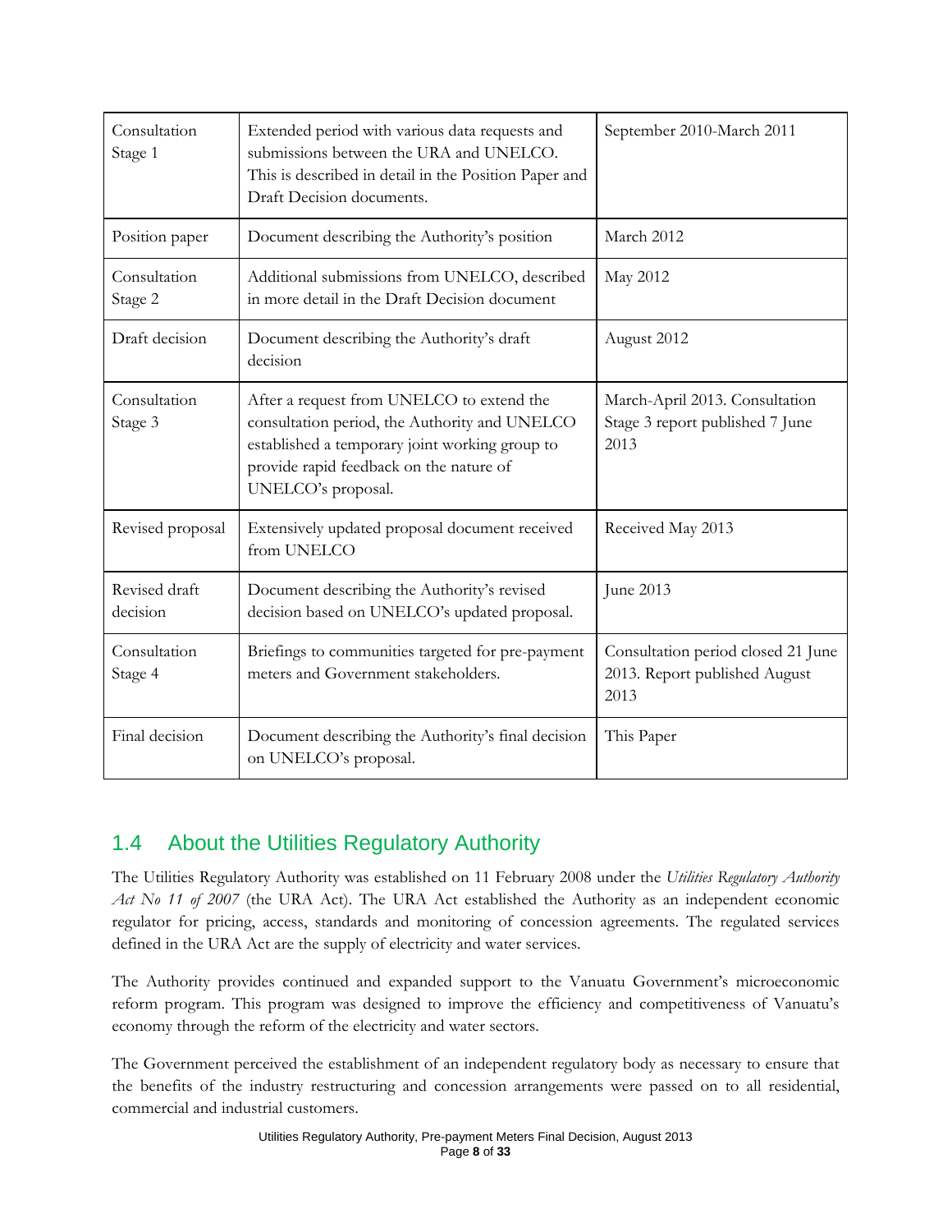| Consultation Stage 1 | Extended period with various data requests and submissions between the URA and UNELCO. This is described in detail in the Position Paper and Draft Decision documents. | September 2010-March 2011 |
|---|---|---|
| Position paper | Document describing the Authority's position | March 2012 |
| Consultation Stage 2 | Additional submissions from UNELCO, described in more detail in the Draft Decision document | May 2012 |
| Draft decision | Document describing the Authority's draft decision | August 2012 |
| Consultation Stage 3 | After a request from UNELCO to extend the consultation period, the Authority and UNELCO established a temporary joint working group to provide rapid feedback on the nature of UNELCO's proposal. | March-April 2013. Consultation Stage 3 report published 7 June 2013 |
| Revised proposal | Extensively updated proposal document received from UNELCO | Received May 2013 |
| Revised draft decision | Document describing the Authority's revised decision based on UNELCO's updated proposal. | June 2013 |
| Consultation Stage 4 | Briefings to communities targeted for pre-payment meters and Government stakeholders. | Consultation period closed 21 June 2013. Report published August 2013 |
| Final decision | Document describing the Authority's final decision on UNELCO's proposal. | This Paper |

## 1.4 About the Utilities Regulatory Authority

The Utilities Regulatory Authority was established on 11 February 2008 under the *Utilities Regulatory Authority Act No 11 of 2007* (the URA Act). The URA Act established the Authority as an independent economic regulator for pricing, access, standards and monitoring of concession agreements. The regulated services defined in the URA Act are the supply of electricity and water services.

The Authority provides continued and expanded support to the Vanuatu Government's microeconomic reform program. This program was designed to improve the efficiency and competitiveness of Vanuatu's economy through the reform of the electricity and water sectors.

The Government perceived the establishment of an independent regulatory body as necessary to ensure that the benefits of the industry restructuring and concession arrangements were passed on to all residential, commercial and industrial customers.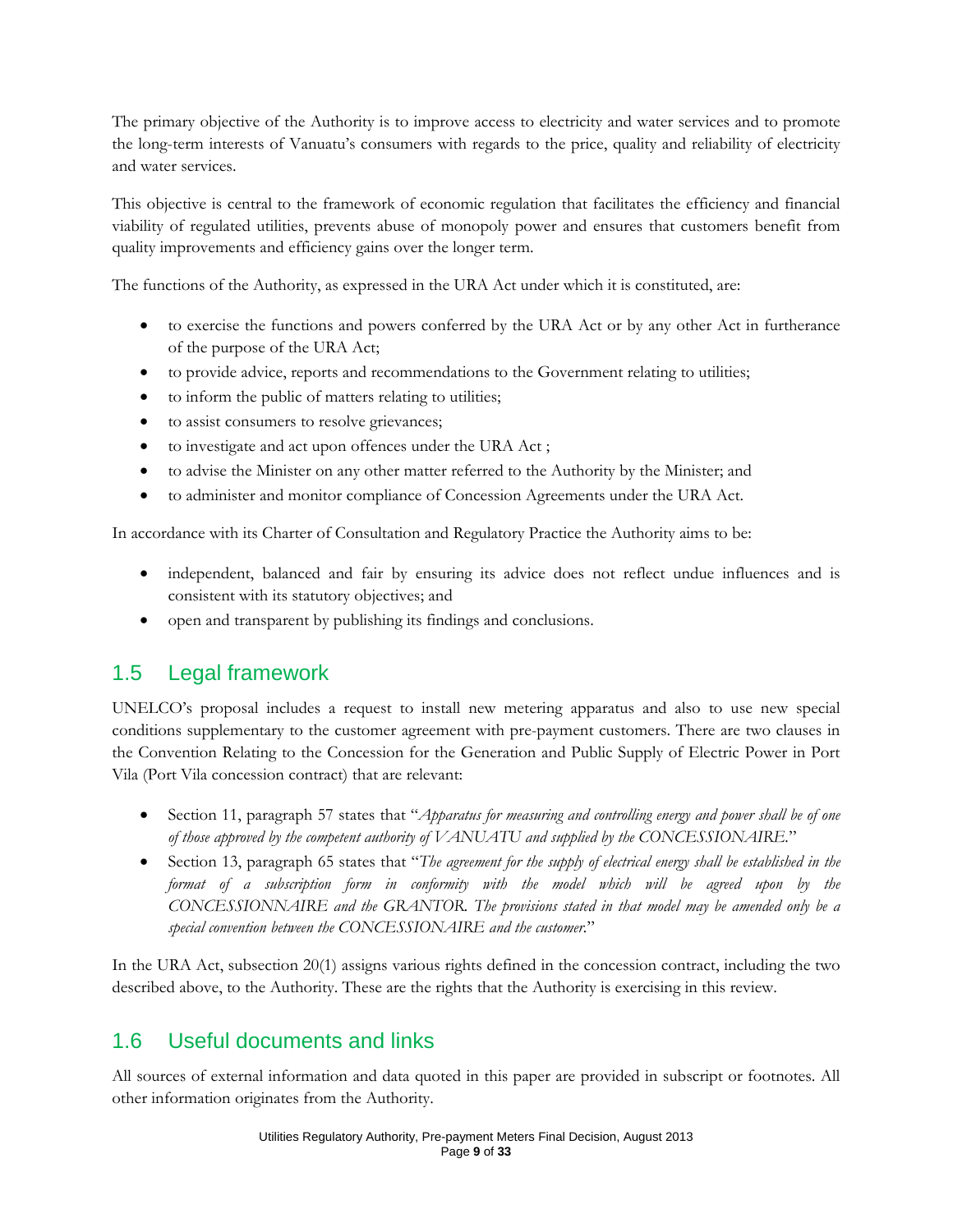The primary objective of the Authority is to improve access to electricity and water services and to promote the long-term interests of Vanuatu's consumers with regards to the price, quality and reliability of electricity and water services.

This objective is central to the framework of economic regulation that facilitates the efficiency and financial viability of regulated utilities, prevents abuse of monopoly power and ensures that customers benefit from quality improvements and efficiency gains over the longer term.

The functions of the Authority, as expressed in the URA Act under which it is constituted, are:

- to exercise the functions and powers conferred by the URA Act or by any other Act in furtherance of the purpose of the URA Act;
- to provide advice, reports and recommendations to the Government relating to utilities;
- to inform the public of matters relating to utilities;
- to assist consumers to resolve grievances;
- to investigate and act upon offences under the URA Act ;
- to advise the Minister on any other matter referred to the Authority by the Minister; and
- to administer and monitor compliance of Concession Agreements under the URA Act.

In accordance with its Charter of Consultation and Regulatory Practice the Authority aims to be:

- independent, balanced and fair by ensuring its advice does not reflect undue influences and is consistent with its statutory objectives; and
- open and transparent by publishing its findings and conclusions.

## 1.5 Legal framework

UNELCO's proposal includes a request to install new metering apparatus and also to use new special conditions supplementary to the customer agreement with pre-payment customers. There are two clauses in the Convention Relating to the Concession for the Generation and Public Supply of Electric Power in Port Vila (Port Vila concession contract) that are relevant:

- Section 11, paragraph 57 states that "*Apparatus for measuring and controlling energy and power shall be of one of those approved by the competent authority of VANUATU and supplied by the CONCESSIONAIRE.*"
- Section 13, paragraph 65 states that "*The agreement for the supply of electrical energy shall be established in the format of a subscription form in conformity with the model which will be agreed upon by the CONCESSIONNAIRE and the GRANTOR. The provisions stated in that model may be amended only be a special convention between the CONCESSIONAIRE and the customer.*"

In the URA Act, subsection 20(1) assigns various rights defined in the concession contract, including the two described above, to the Authority. These are the rights that the Authority is exercising in this review.

## 1.6 Useful documents and links

All sources of external information and data quoted in this paper are provided in subscript or footnotes. All other information originates from the Authority.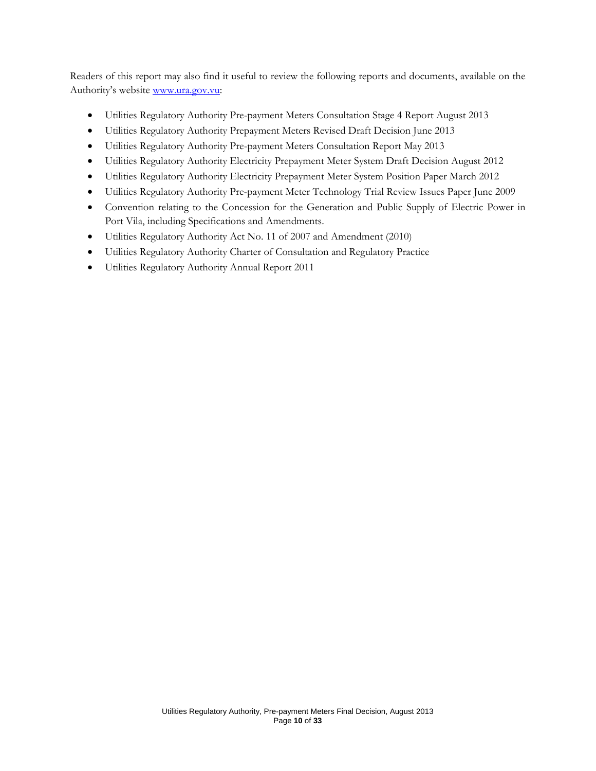Readers of this report may also find it useful to review the following reports and documents, available on the Authority's website [www.ura.gov.vu](http://www.ura.gov.vu):

- Utilities Regulatory Authority Pre-payment Meters Consultation Stage 4 Report August 2013
- Utilities Regulatory Authority Prepayment Meters Revised Draft Decision June 2013
- Utilities Regulatory Authority Pre-payment Meters Consultation Report May 2013
- Utilities Regulatory Authority Electricity Prepayment Meter System Draft Decision August 2012
- Utilities Regulatory Authority Electricity Prepayment Meter System Position Paper March 2012
- Utilities Regulatory Authority Pre-payment Meter Technology Trial Review Issues Paper June 2009
- Convention relating to the Concession for the Generation and Public Supply of Electric Power in Port Vila, including Specifications and Amendments.
- Utilities Regulatory Authority Act No. 11 of 2007 and Amendment (2010)
- Utilities Regulatory Authority Charter of Consultation and Regulatory Practice
- Utilities Regulatory Authority Annual Report 2011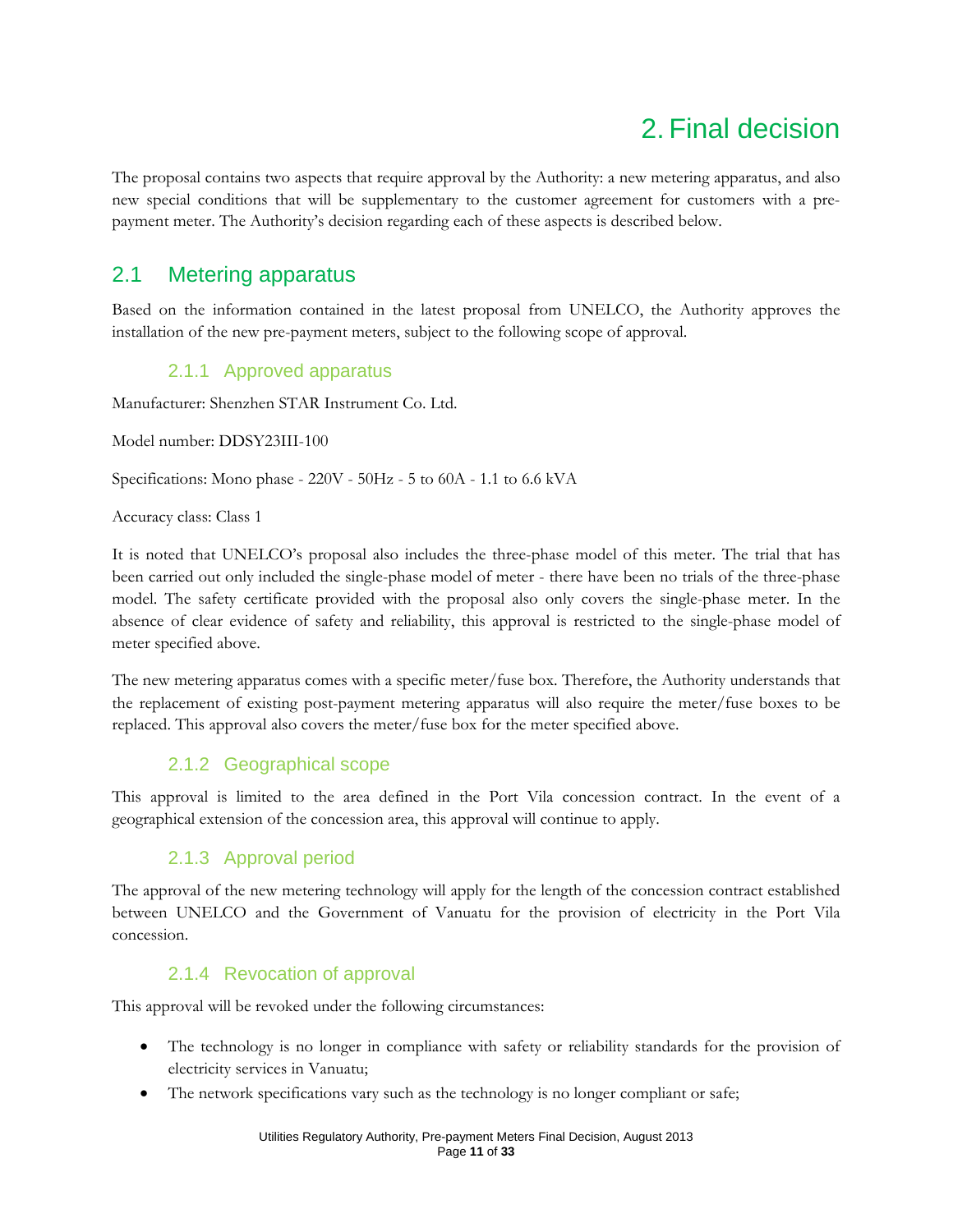# 2. Final decision

The proposal contains two aspects that require approval by the Authority: a new metering apparatus, and also new special conditions that will be supplementary to the customer agreement for customers with a pre-payment meter. The Authority's decision regarding each of these aspects is described below.

## 2.1 Metering apparatus

Based on the information contained in the latest proposal from UNELCO, the Authority approves the installation of the new pre-payment meters, subject to the following scope of approval.

### 2.1.1 Approved apparatus

Manufacturer: Shenzhen STAR Instrument Co. Ltd.

Model number: DDSY23III-100

Specifications: Mono phase - 220V - 50Hz - 5 to 60A - 1.1 to 6.6 kVA

Accuracy class: Class 1

It is noted that UNELCO's proposal also includes the three-phase model of this meter. The trial that has been carried out only included the single-phase model of meter - there have been no trials of the three-phase model. The safety certificate provided with the proposal also only covers the single-phase meter. In the absence of clear evidence of safety and reliability, this approval is restricted to the single-phase model of meter specified above.

The new metering apparatus comes with a specific meter/fuse box. Therefore, the Authority understands that the replacement of existing post-payment metering apparatus will also require the meter/fuse boxes to be replaced. This approval also covers the meter/fuse box for the meter specified above.

### 2.1.2 Geographical scope

This approval is limited to the area defined in the Port Vila concession contract. In the event of a geographical extension of the concession area, this approval will continue to apply.

### 2.1.3 Approval period

The approval of the new metering technology will apply for the length of the concession contract established between UNELCO and the Government of Vanuatu for the provision of electricity in the Port Vila concession.

### 2.1.4 Revocation of approval

This approval will be revoked under the following circumstances:

- The technology is no longer in compliance with safety or reliability standards for the provision of electricity services in Vanuatu;
- The network specifications vary such as the technology is no longer compliant or safe;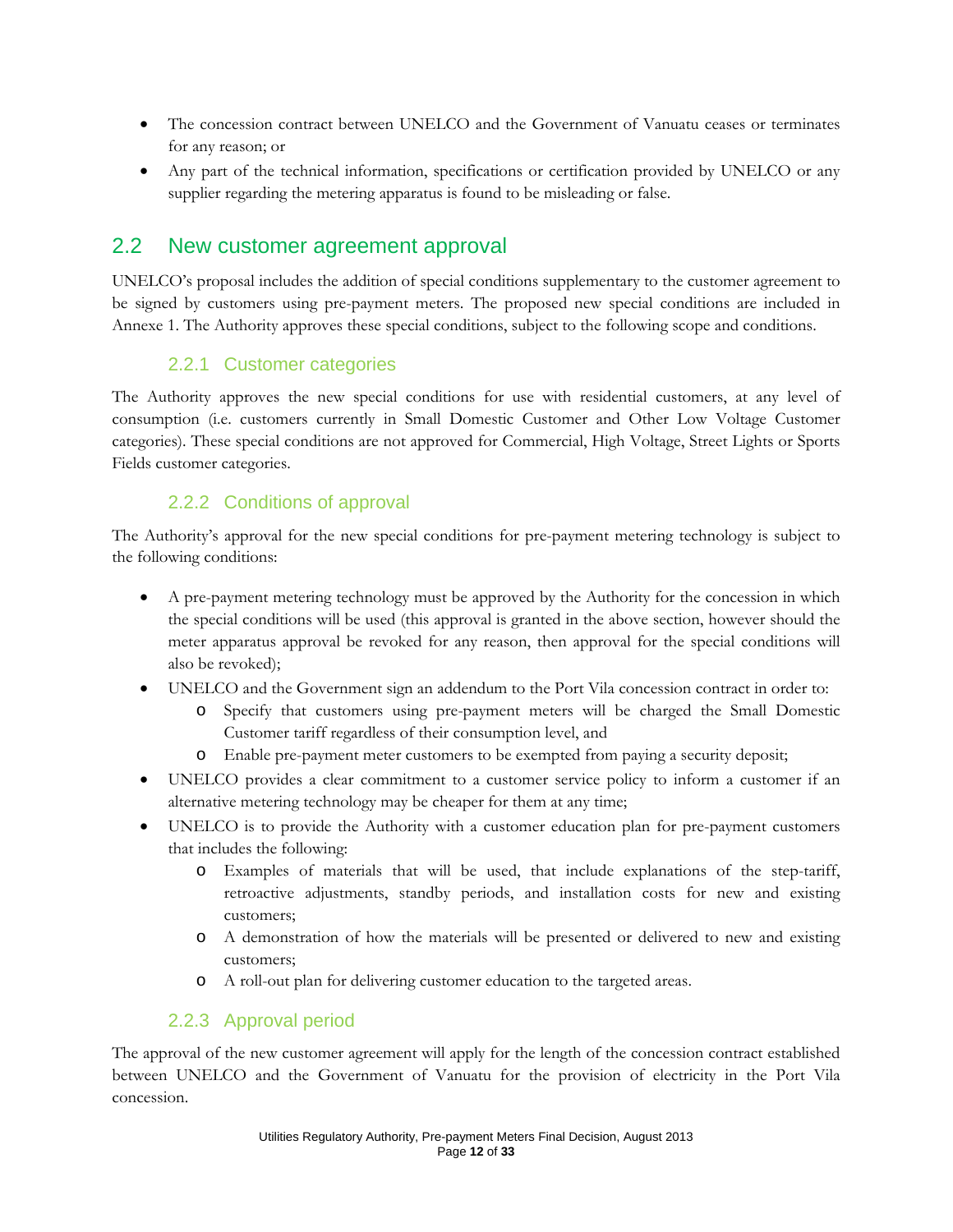- The concession contract between UNELCO and the Government of Vanuatu ceases or terminates for any reason; or
- Any part of the technical information, specifications or certification provided by UNELCO or any supplier regarding the metering apparatus is found to be misleading or false.

## 2.2 New customer agreement approval

UNELCO's proposal includes the addition of special conditions supplementary to the customer agreement to be signed by customers using pre-payment meters. The proposed new special conditions are included in Annexe 1. The Authority approves these special conditions, subject to the following scope and conditions.

### 2.2.1 Customer categories

The Authority approves the new special conditions for use with residential customers, at any level of consumption (i.e. customers currently in Small Domestic Customer and Other Low Voltage Customer categories). These special conditions are not approved for Commercial, High Voltage, Street Lights or Sports Fields customer categories.

### 2.2.2 Conditions of approval

The Authority's approval for the new special conditions for pre-payment metering technology is subject to the following conditions:

- A pre-payment metering technology must be approved by the Authority for the concession in which the special conditions will be used (this approval is granted in the above section, however should the meter apparatus approval be revoked for any reason, then approval for the special conditions will also be revoked);
- UNELCO and the Government sign an addendum to the Port Vila concession contract in order to:
  - Specify that customers using pre-payment meters will be charged the Small Domestic Customer tariff regardless of their consumption level, and
  - Enable pre-payment meter customers to be exempted from paying a security deposit;
- UNELCO provides a clear commitment to a customer service policy to inform a customer if an alternative metering technology may be cheaper for them at any time;
- UNELCO is to provide the Authority with a customer education plan for pre-payment customers that includes the following:
  - Examples of materials that will be used, that include explanations of the step-tariff, retroactive adjustments, standby periods, and installation costs for new and existing customers;
  - A demonstration of how the materials will be presented or delivered to new and existing customers;
  - A roll-out plan for delivering customer education to the targeted areas.

### 2.2.3 Approval period

The approval of the new customer agreement will apply for the length of the concession contract established between UNELCO and the Government of Vanuatu for the provision of electricity in the Port Vila concession.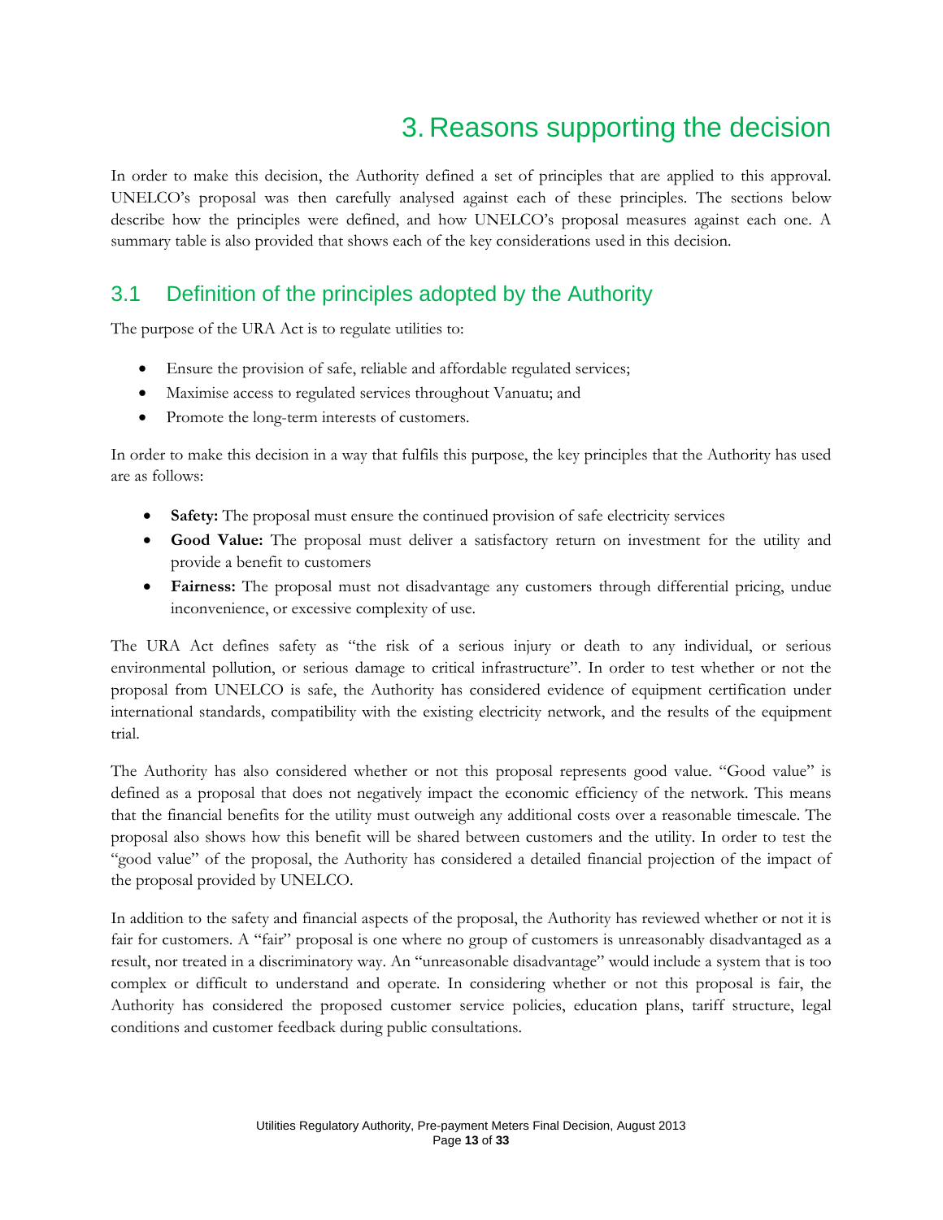# 3. Reasons supporting the decision

In order to make this decision, the Authority defined a set of principles that are applied to this approval. UNELCO's proposal was then carefully analysed against each of these principles. The sections below describe how the principles were defined, and how UNELCO's proposal measures against each one. A summary table is also provided that shows each of the key considerations used in this decision.

## 3.1 Definition of the principles adopted by the Authority

The purpose of the URA Act is to regulate utilities to:

- Ensure the provision of safe, reliable and affordable regulated services;
- Maximise access to regulated services throughout Vanuatu; and
- Promote the long-term interests of customers.

In order to make this decision in a way that fulfils this purpose, the key principles that the Authority has used are as follows:

- **Safety:** The proposal must ensure the continued provision of safe electricity services
- **Good Value:** The proposal must deliver a satisfactory return on investment for the utility and provide a benefit to customers
- **Fairness:** The proposal must not disadvantage any customers through differential pricing, undue inconvenience, or excessive complexity of use.

The URA Act defines safety as "the risk of a serious injury or death to any individual, or serious environmental pollution, or serious damage to critical infrastructure". In order to test whether or not the proposal from UNELCO is safe, the Authority has considered evidence of equipment certification under international standards, compatibility with the existing electricity network, and the results of the equipment trial.

The Authority has also considered whether or not this proposal represents good value. "Good value" is defined as a proposal that does not negatively impact the economic efficiency of the network. This means that the financial benefits for the utility must outweigh any additional costs over a reasonable timescale. The proposal also shows how this benefit will be shared between customers and the utility. In order to test the "good value" of the proposal, the Authority has considered a detailed financial projection of the impact of the proposal provided by UNELCO.

In addition to the safety and financial aspects of the proposal, the Authority has reviewed whether or not it is fair for customers. A "fair" proposal is one where no group of customers is unreasonably disadvantaged as a result, nor treated in a discriminatory way. An "unreasonable disadvantage" would include a system that is too complex or difficult to understand and operate. In considering whether or not this proposal is fair, the Authority has considered the proposed customer service policies, education plans, tariff structure, legal conditions and customer feedback during public consultations.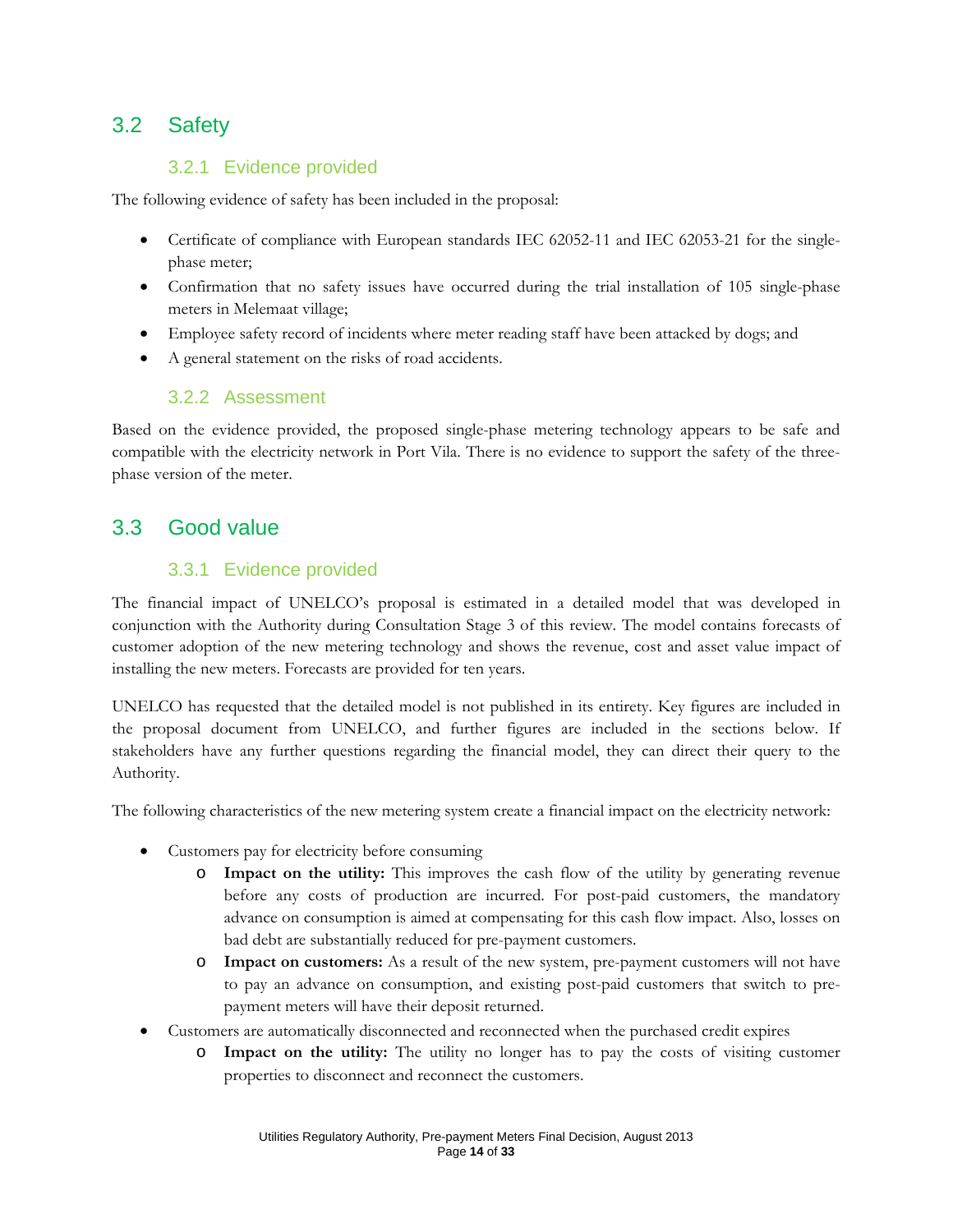## 3.2 Safety

### 3.2.1 Evidence provided

The following evidence of safety has been included in the proposal:

- Certificate of compliance with European standards IEC 62052-11 and IEC 62053-21 for the single-phase meter;
- Confirmation that no safety issues have occurred during the trial installation of 105 single-phase meters in Melemaat village;
- Employee safety record of incidents where meter reading staff have been attacked by dogs; and
- A general statement on the risks of road accidents.

### 3.2.2 Assessment

Based on the evidence provided, the proposed single-phase metering technology appears to be safe and compatible with the electricity network in Port Vila. There is no evidence to support the safety of the three-phase version of the meter.

## 3.3 Good value

### 3.3.1 Evidence provided

The financial impact of UNELCO's proposal is estimated in a detailed model that was developed in conjunction with the Authority during Consultation Stage 3 of this review. The model contains forecasts of customer adoption of the new metering technology and shows the revenue, cost and asset value impact of installing the new meters. Forecasts are provided for ten years.

UNELCO has requested that the detailed model is not published in its entirety. Key figures are included in the proposal document from UNELCO, and further figures are included in the sections below. If stakeholders have any further questions regarding the financial model, they can direct their query to the Authority.

The following characteristics of the new metering system create a financial impact on the electricity network:

- Customers pay for electricity before consuming
  - **Impact on the utility:** This improves the cash flow of the utility by generating revenue before any costs of production are incurred. For post-paid customers, the mandatory advance on consumption is aimed at compensating for this cash flow impact. Also, losses on bad debt are substantially reduced for pre-payment customers.
  - **Impact on customers:** As a result of the new system, pre-payment customers will not have to pay an advance on consumption, and existing post-paid customers that switch to pre-payment meters will have their deposit returned.
- Customers are automatically disconnected and reconnected when the purchased credit expires
  - **Impact on the utility:** The utility no longer has to pay the costs of visiting customer properties to disconnect and reconnect the customers.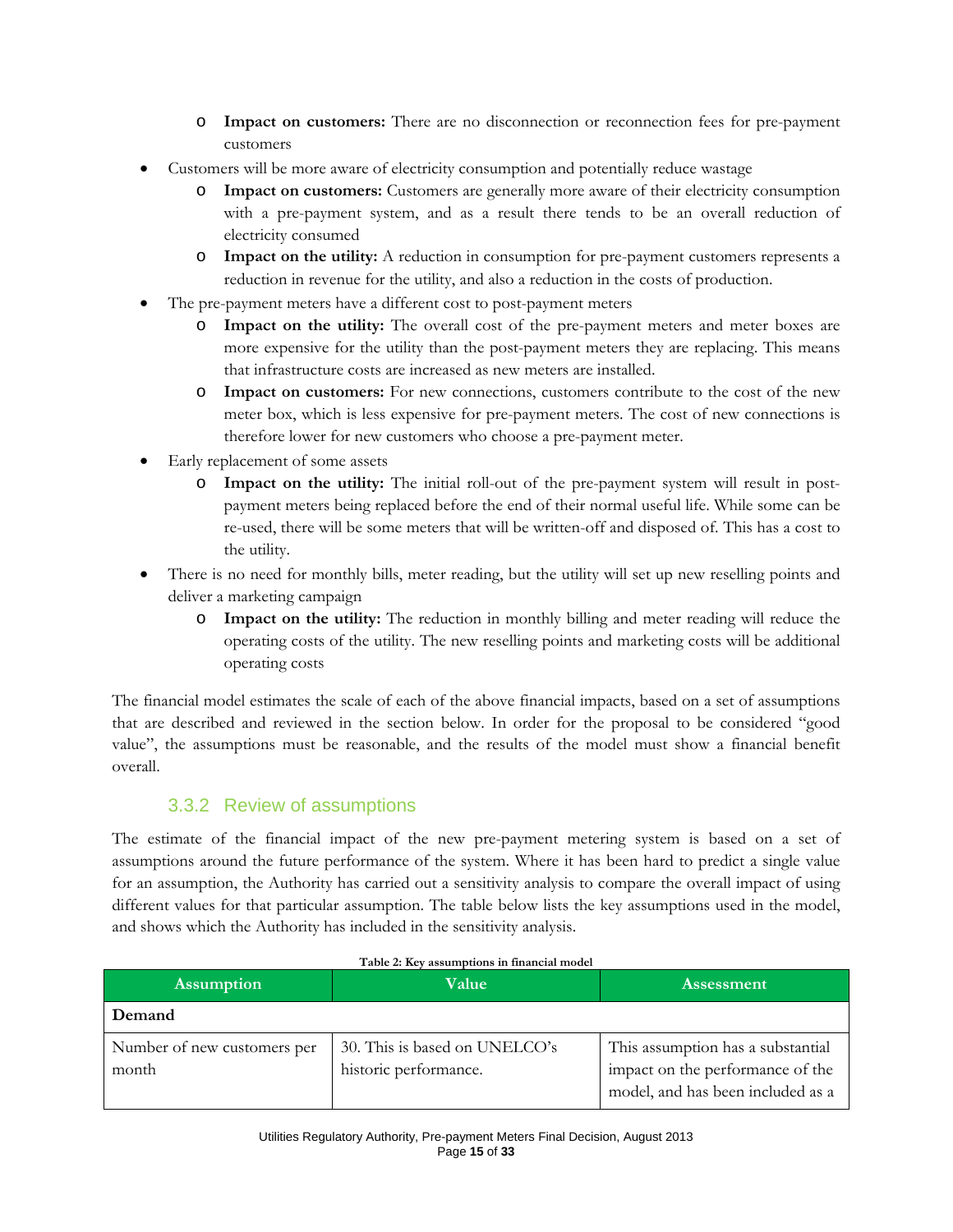- **Impact on customers:** There are no disconnection or reconnection fees for pre-payment customers
- Customers will be more aware of electricity consumption and potentially reduce wastage
  - **Impact on customers:** Customers are generally more aware of their electricity consumption with a pre-payment system, and as a result there tends to be an overall reduction of electricity consumed
  - **Impact on the utility:** A reduction in consumption for pre-payment customers represents a reduction in revenue for the utility, and also a reduction in the costs of production.
- The pre-payment meters have a different cost to post-payment meters
  - **Impact on the utility:** The overall cost of the pre-payment meters and meter boxes are more expensive for the utility than the post-payment meters they are replacing. This means that infrastructure costs are increased as new meters are installed.
  - **Impact on customers:** For new connections, customers contribute to the cost of the new meter box, which is less expensive for pre-payment meters. The cost of new connections is therefore lower for new customers who choose a pre-payment meter.
- Early replacement of some assets
  - **Impact on the utility:** The initial roll-out of the pre-payment system will result in post-payment meters being replaced before the end of their normal useful life. While some can be re-used, there will be some meters that will be written-off and disposed of. This has a cost to the utility.
- There is no need for monthly bills, meter reading, but the utility will set up new reselling points and deliver a marketing campaign
  - **Impact on the utility:** The reduction in monthly billing and meter reading will reduce the operating costs of the utility. The new reselling points and marketing costs will be additional operating costs

The financial model estimates the scale of each of the above financial impacts, based on a set of assumptions that are described and reviewed in the section below. In order for the proposal to be considered "good value", the assumptions must be reasonable, and the results of the model must show a financial benefit overall.

### 3.3.2 Review of assumptions

The estimate of the financial impact of the new pre-payment metering system is based on a set of assumptions around the future performance of the system. Where it has been hard to predict a single value for an assumption, the Authority has carried out a sensitivity analysis to compare the overall impact of using different values for that particular assumption. The table below lists the key assumptions used in the model, and shows which the Authority has included in the sensitivity analysis.

**Table 2: Key assumptions in financial model**

| Assumption | Value | Assessment |
|---|---|---|
| **Demand** | | |
| Number of new customers per month | 30. This is based on UNELCO's historic performance. | This assumption has a substantial impact on the performance of the model, and has been included as a |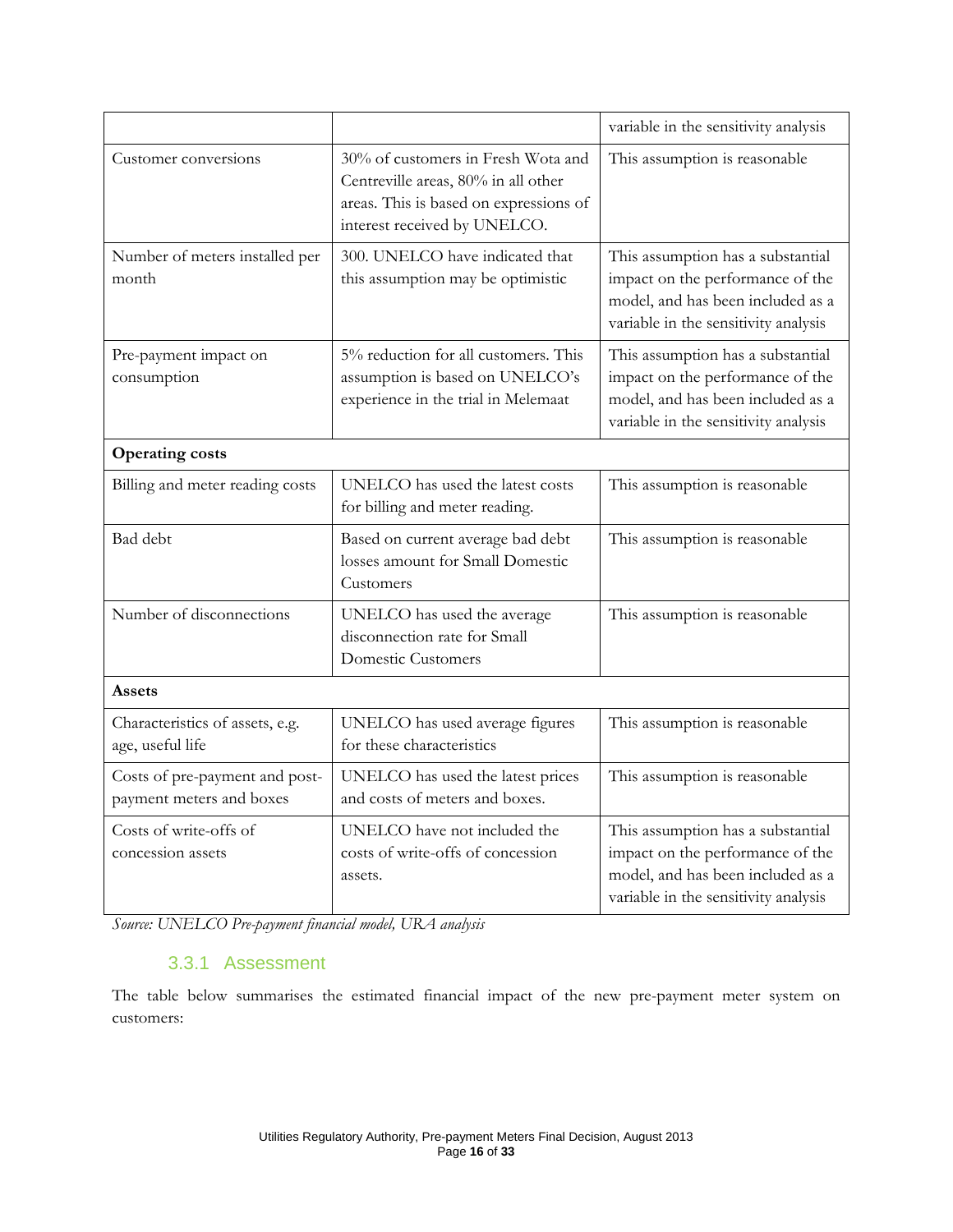| | | |
|---|---|---|
| | | variable in the sensitivity analysis |
| Customer conversions | 30% of customers in Fresh Wota and Centreville areas, 80% in all other areas. This is based on expressions of interest received by UNELCO. | This assumption is reasonable |
| Number of meters installed per month | 300. UNELCO have indicated that this assumption may be optimistic | This assumption has a substantial impact on the performance of the model, and has been included as a variable in the sensitivity analysis |
| Pre-payment impact on consumption | 5% reduction for all customers. This assumption is based on UNELCO's experience in the trial in Melemaat | This assumption has a substantial impact on the performance of the model, and has been included as a variable in the sensitivity analysis |
| **Operating costs** | | |
| Billing and meter reading costs | UNELCO has used the latest costs for billing and meter reading. | This assumption is reasonable |
| Bad debt | Based on current average bad debt losses amount for Small Domestic Customers | This assumption is reasonable |
| Number of disconnections | UNELCO has used the average disconnection rate for Small Domestic Customers | This assumption is reasonable |
| **Assets** | | |
| Characteristics of assets, e.g. age, useful life | UNELCO has used average figures for these characteristics | This assumption is reasonable |
| Costs of pre-payment and post-payment meters and boxes | UNELCO has used the latest prices and costs of meters and boxes. | This assumption is reasonable |
| Costs of write-offs of concession assets | UNELCO have not included the costs of write-offs of concession assets. | This assumption has a substantial impact on the performance of the model, and has been included as a variable in the sensitivity analysis |

*Source: UNELCO Pre-payment financial model, URA analysis*

### 3.3.1 Assessment

The table below summarises the estimated financial impact of the new pre-payment meter system on customers: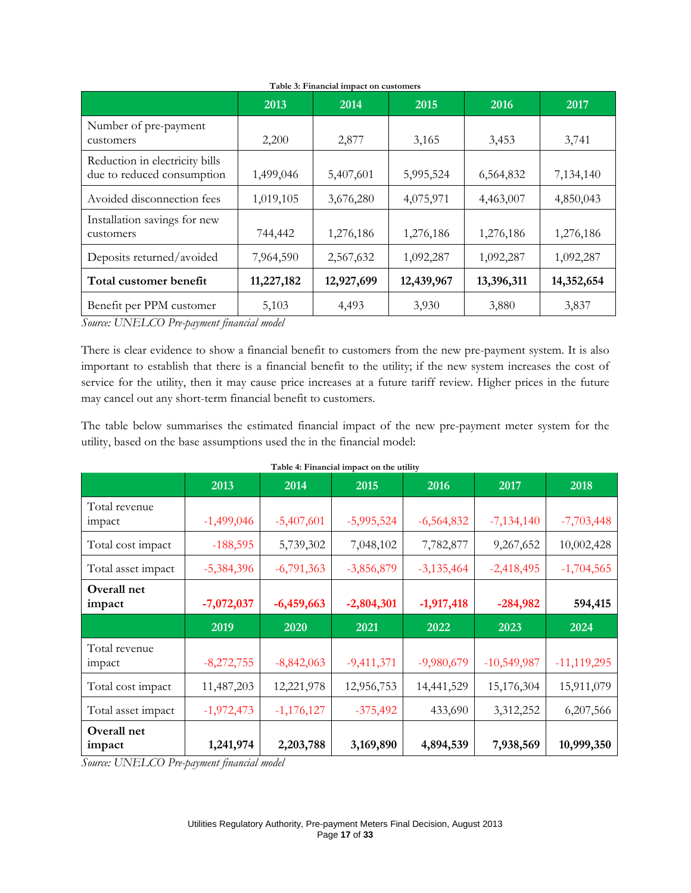**Table 3: Financial impact on customers**

| | 2013 | 2014 | 2015 | 2016 | 2017 |
|---|---|---|---|---|---|
| Number of pre-payment customers | 2,200 | 2,877 | 3,165 | 3,453 | 3,741 |
| Reduction in electricity bills due to reduced consumption | 1,499,046 | 5,407,601 | 5,995,524 | 6,564,832 | 7,134,140 |
| Avoided disconnection fees | 1,019,105 | 3,676,280 | 4,075,971 | 4,463,007 | 4,850,043 |
| Installation savings for new customers | 744,442 | 1,276,186 | 1,276,186 | 1,276,186 | 1,276,186 |
| Deposits returned/avoided | 7,964,590 | 2,567,632 | 1,092,287 | 1,092,287 | 1,092,287 |
| **Total customer benefit** | **11,227,182** | **12,927,699** | **12,439,967** | **13,396,311** | **14,352,654** |
| Benefit per PPM customer | 5,103 | 4,493 | 3,930 | 3,880 | 3,837 |

*Source: UNELCO Pre-payment financial model*

There is clear evidence to show a financial benefit to customers from the new pre-payment system. It is also important to establish that there is a financial benefit to the utility; if the new system increases the cost of service for the utility, then it may cause price increases at a future tariff review. Higher prices in the future may cancel out any short-term financial benefit to customers.

The table below summarises the estimated financial impact of the new pre-payment meter system for the utility, based on the base assumptions used the in the financial model:

**Table 4: Financial impact on the utility**

| | 2013 | 2014 | 2015 | 2016 | 2017 | 2018 |
|---|---|---|---|---|---|---|
| Total revenue impact | -1,499,046 | -5,407,601 | -5,995,524 | -6,564,832 | -7,134,140 | -7,703,448 |
| Total cost impact | -188,595 | 5,739,302 | 7,048,102 | 7,782,877 | 9,267,652 | 10,002,428 |
| Total asset impact | -5,384,396 | -6,791,363 | -3,856,879 | -3,135,464 | -2,418,495 | -1,704,565 |
| **Overall net impact** | **-7,072,037** | **-6,459,663** | **-2,804,301** | **-1,917,418** | **-284,982** | **594,415** |
| | **2019** | **2020** | **2021** | **2022** | **2023** | **2024** |
| Total revenue impact | -8,272,755 | -8,842,063 | -9,411,371 | -9,980,679 | -10,549,987 | -11,119,295 |
| Total cost impact | 11,487,203 | 12,221,978 | 12,956,753 | 14,441,529 | 15,176,304 | 15,911,079 |
| Total asset impact | -1,972,473 | -1,176,127 | -375,492 | 433,690 | 3,312,252 | 6,207,566 |
| **Overall net impact** | **1,241,974** | **2,203,788** | **3,169,890** | **4,894,539** | **7,938,569** | **10,999,350** |

*Source: UNELCO Pre-payment financial model*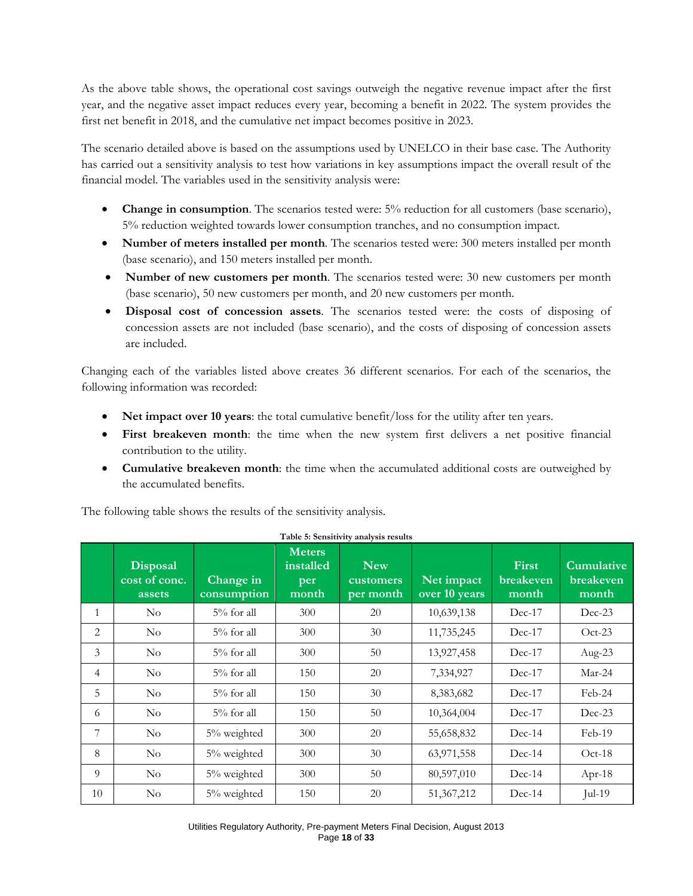As the above table shows, the operational cost savings outweigh the negative revenue impact after the first year, and the negative asset impact reduces every year, becoming a benefit in 2022. The system provides the first net benefit in 2018, and the cumulative net impact becomes positive in 2023.

The scenario detailed above is based on the assumptions used by UNELCO in their base case. The Authority has carried out a sensitivity analysis to test how variations in key assumptions impact the overall result of the financial model. The variables used in the sensitivity analysis were:

- **Change in consumption**. The scenarios tested were: 5% reduction for all customers (base scenario), 5% reduction weighted towards lower consumption tranches, and no consumption impact.
- **Number of meters installed per month**. The scenarios tested were: 300 meters installed per month (base scenario), and 150 meters installed per month.
- **Number of new customers per month**. The scenarios tested were: 30 new customers per month (base scenario), 50 new customers per month, and 20 new customers per month.
- **Disposal cost of concession assets**. The scenarios tested were: the costs of disposing of concession assets are not included (base scenario), and the costs of disposing of concession assets are included.

Changing each of the variables listed above creates 36 different scenarios. For each of the scenarios, the following information was recorded:

- **Net impact over 10 years**: the total cumulative benefit/loss for the utility after ten years.
- **First breakeven month**: the time when the new system first delivers a net positive financial contribution to the utility.
- **Cumulative breakeven month**: the time when the accumulated additional costs are outweighed by the accumulated benefits.

The following table shows the results of the sensitivity analysis.

**Table 5: Sensitivity analysis results**

| | Disposal cost of conc. assets | Change in consumption | Meters installed per month | New customers per month | Net impact over 10 years | First breakeven month | Cumulative breakeven month |
|---|---|---|---|---|---|---|---|
| 1 | No | 5% for all | 300 | 20 | 10,639,138 | Dec-17 | Dec-23 |
| 2 | No | 5% for all | 300 | 30 | 11,735,245 | Dec-17 | Oct-23 |
| 3 | No | 5% for all | 300 | 50 | 13,927,458 | Dec-17 | Aug-23 |
| 4 | No | 5% for all | 150 | 20 | 7,334,927 | Dec-17 | Mar-24 |
| 5 | No | 5% for all | 150 | 30 | 8,383,682 | Dec-17 | Feb-24 |
| 6 | No | 5% for all | 150 | 50 | 10,364,004 | Dec-17 | Dec-23 |
| 7 | No | 5% weighted | 300 | 20 | 55,658,832 | Dec-14 | Feb-19 |
| 8 | No | 5% weighted | 300 | 30 | 63,971,558 | Dec-14 | Oct-18 |
| 9 | No | 5% weighted | 300 | 50 | 80,597,010 | Dec-14 | Apr-18 |
| 10 | No | 5% weighted | 150 | 20 | 51,367,212 | Dec-14 | Jul-19 |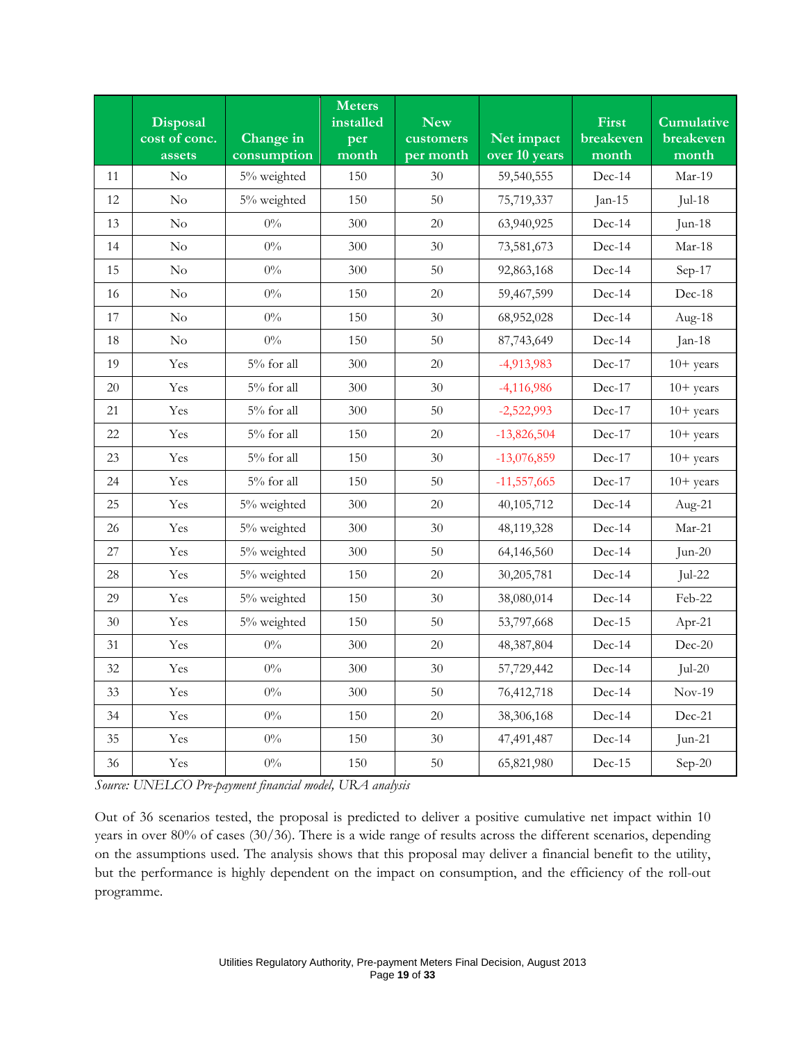|  | Disposal cost of conc. assets | Change in consumption | Meters installed per month | New customers per month | Net impact over 10 years | First breakeven month | Cumulative breakeven month |
|---|---|---|---|---|---|---|---|
| 11 | No | 5% weighted | 150 | 30 | 59,540,555 | Dec-14 | Mar-19 |
| 12 | No | 5% weighted | 150 | 50 | 75,719,337 | Jan-15 | Jul-18 |
| 13 | No | 0% | 300 | 20 | 63,940,925 | Dec-14 | Jun-18 |
| 14 | No | 0% | 300 | 30 | 73,581,673 | Dec-14 | Mar-18 |
| 15 | No | 0% | 300 | 50 | 92,863,168 | Dec-14 | Sep-17 |
| 16 | No | 0% | 150 | 20 | 59,467,599 | Dec-14 | Dec-18 |
| 17 | No | 0% | 150 | 30 | 68,952,028 | Dec-14 | Aug-18 |
| 18 | No | 0% | 150 | 50 | 87,743,649 | Dec-14 | Jan-18 |
| 19 | Yes | 5% for all | 300 | 20 | -4,913,983 | Dec-17 | 10+ years |
| 20 | Yes | 5% for all | 300 | 30 | -4,116,986 | Dec-17 | 10+ years |
| 21 | Yes | 5% for all | 300 | 50 | -2,522,993 | Dec-17 | 10+ years |
| 22 | Yes | 5% for all | 150 | 20 | -13,826,504 | Dec-17 | 10+ years |
| 23 | Yes | 5% for all | 150 | 30 | -13,076,859 | Dec-17 | 10+ years |
| 24 | Yes | 5% for all | 150 | 50 | -11,557,665 | Dec-17 | 10+ years |
| 25 | Yes | 5% weighted | 300 | 20 | 40,105,712 | Dec-14 | Aug-21 |
| 26 | Yes | 5% weighted | 300 | 30 | 48,119,328 | Dec-14 | Mar-21 |
| 27 | Yes | 5% weighted | 300 | 50 | 64,146,560 | Dec-14 | Jun-20 |
| 28 | Yes | 5% weighted | 150 | 20 | 30,205,781 | Dec-14 | Jul-22 |
| 29 | Yes | 5% weighted | 150 | 30 | 38,080,014 | Dec-14 | Feb-22 |
| 30 | Yes | 5% weighted | 150 | 50 | 53,797,668 | Dec-15 | Apr-21 |
| 31 | Yes | 0% | 300 | 20 | 48,387,804 | Dec-14 | Dec-20 |
| 32 | Yes | 0% | 300 | 30 | 57,729,442 | Dec-14 | Jul-20 |
| 33 | Yes | 0% | 300 | 50 | 76,412,718 | Dec-14 | Nov-19 |
| 34 | Yes | 0% | 150 | 20 | 38,306,168 | Dec-14 | Dec-21 |
| 35 | Yes | 0% | 150 | 30 | 47,491,487 | Dec-14 | Jun-21 |
| 36 | Yes | 0% | 150 | 50 | 65,821,980 | Dec-15 | Sep-20 |

*Source: UNELCO Pre-payment financial model, URA analysis*

Out of 36 scenarios tested, the proposal is predicted to deliver a positive cumulative net impact within 10 years in over 80% of cases (30/36). There is a wide range of results across the different scenarios, depending on the assumptions used. The analysis shows that this proposal may deliver a financial benefit to the utility, but the performance is highly dependent on the impact on consumption, and the efficiency of the roll-out programme.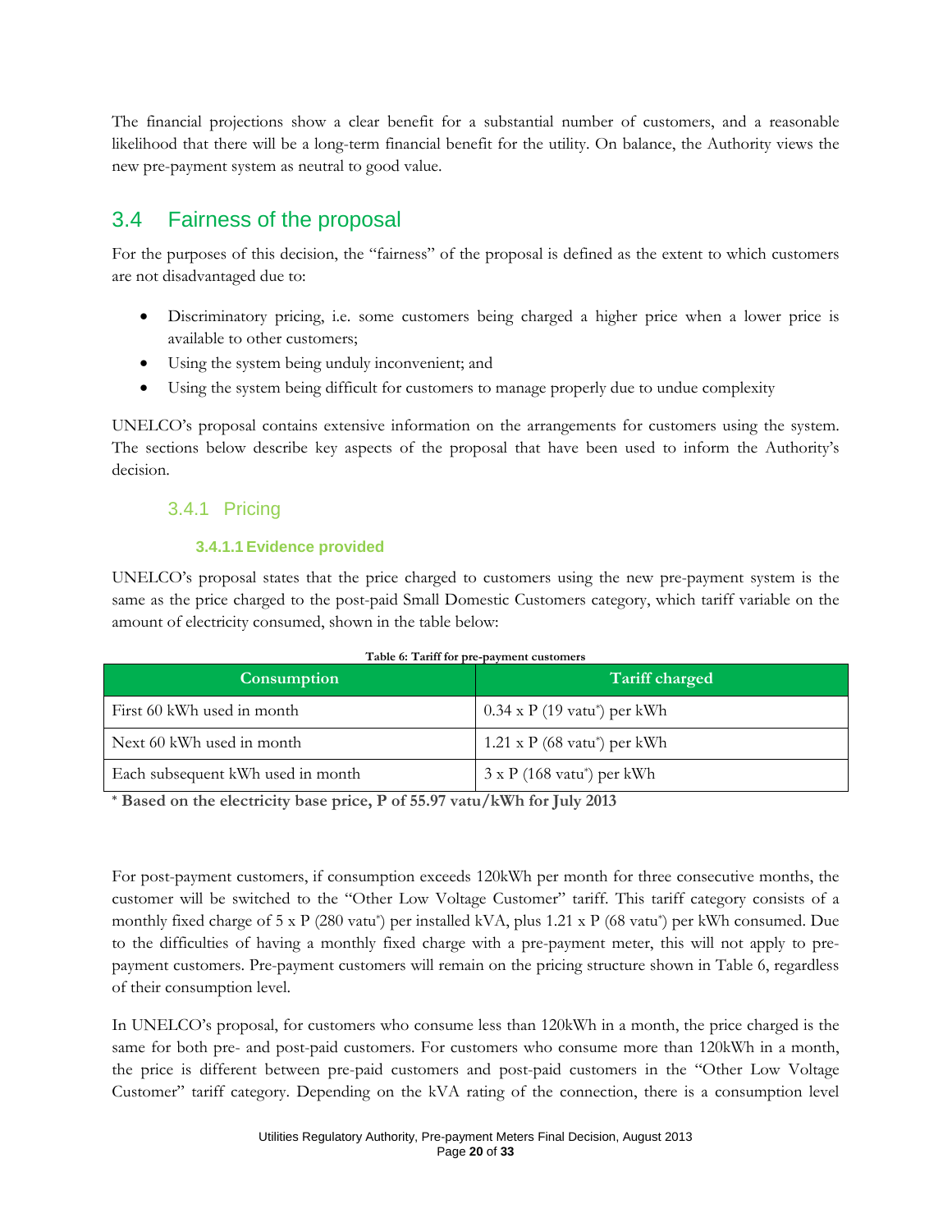The financial projections show a clear benefit for a substantial number of customers, and a reasonable likelihood that there will be a long-term financial benefit for the utility. On balance, the Authority views the new pre-payment system as neutral to good value.

## 3.4 Fairness of the proposal

For the purposes of this decision, the "fairness" of the proposal is defined as the extent to which customers are not disadvantaged due to:

- Discriminatory pricing, i.e. some customers being charged a higher price when a lower price is available to other customers;
- Using the system being unduly inconvenient; and
- Using the system being difficult for customers to manage properly due to undue complexity

UNELCO's proposal contains extensive information on the arrangements for customers using the system. The sections below describe key aspects of the proposal that have been used to inform the Authority's decision.

### 3.4.1 Pricing

#### 3.4.1.1 Evidence provided

UNELCO's proposal states that the price charged to customers using the new pre-payment system is the same as the price charged to the post-paid Small Domestic Customers category, which tariff variable on the amount of electricity consumed, shown in the table below:

**Table 6: Tariff for pre-payment customers**

| Consumption | Tariff charged |
|---|---|
| First 60 kWh used in month | 0.34 x P (19 vatu*) per kWh |
| Next 60 kWh used in month | 1.21 x P (68 vatu*) per kWh |
| Each subsequent kWh used in month | 3 x P (168 vatu*) per kWh |

\* **Based on the electricity base price, P of 55.97 vatu/kWh for July 2013**

For post-payment customers, if consumption exceeds 120kWh per month for three consecutive months, the customer will be switched to the "Other Low Voltage Customer" tariff. This tariff category consists of a monthly fixed charge of 5 x P (280 vatu*) per installed kVA, plus 1.21 x P (68 vatu*) per kWh consumed. Due to the difficulties of having a monthly fixed charge with a pre-payment meter, this will not apply to pre-payment customers. Pre-payment customers will remain on the pricing structure shown in Table 6, regardless of their consumption level.

In UNELCO's proposal, for customers who consume less than 120kWh in a month, the price charged is the same for both pre- and post-paid customers. For customers who consume more than 120kWh in a month, the price is different between pre-paid customers and post-paid customers in the "Other Low Voltage Customer" tariff category. Depending on the kVA rating of the connection, there is a consumption level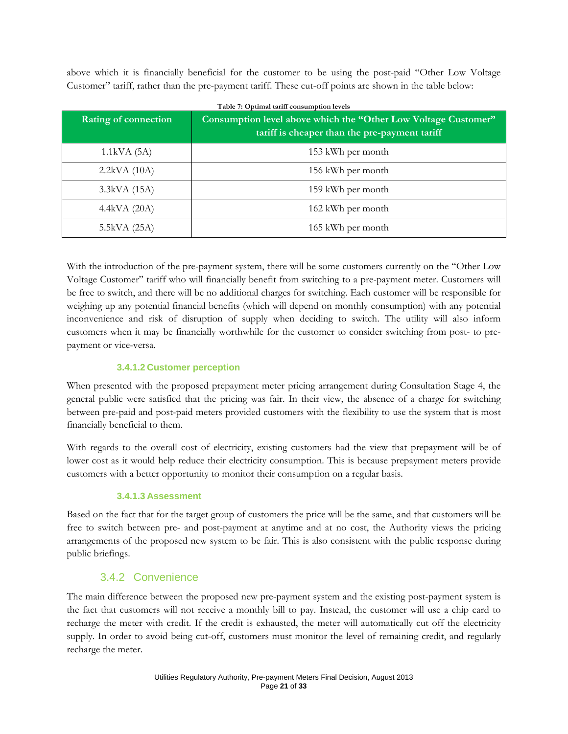above which it is financially beneficial for the customer to be using the post-paid "Other Low Voltage Customer" tariff, rather than the pre-payment tariff. These cut-off points are shown in the table below:

**Table 7: Optimal tariff consumption levels**

| Rating of connection | Consumption level above which the "Other Low Voltage Customer" tariff is cheaper than the pre-payment tariff |
|---|---|
| 1.1kVA (5A) | 153 kWh per month |
| 2.2kVA (10A) | 156 kWh per month |
| 3.3kVA (15A) | 159 kWh per month |
| 4.4kVA (20A) | 162 kWh per month |
| 5.5kVA (25A) | 165 kWh per month |

With the introduction of the pre-payment system, there will be some customers currently on the "Other Low Voltage Customer" tariff who will financially benefit from switching to a pre-payment meter. Customers will be free to switch, and there will be no additional charges for switching. Each customer will be responsible for weighing up any potential financial benefits (which will depend on monthly consumption) with any potential inconvenience and risk of disruption of supply when deciding to switch. The utility will also inform customers when it may be financially worthwhile for the customer to consider switching from post- to pre-payment or vice-versa.

#### 3.4.1.2 Customer perception

When presented with the proposed prepayment meter pricing arrangement during Consultation Stage 4, the general public were satisfied that the pricing was fair. In their view, the absence of a charge for switching between pre-paid and post-paid meters provided customers with the flexibility to use the system that is most financially beneficial to them.

With regards to the overall cost of electricity, existing customers had the view that prepayment will be of lower cost as it would help reduce their electricity consumption. This is because prepayment meters provide customers with a better opportunity to monitor their consumption on a regular basis.

#### 3.4.1.3 Assessment

Based on the fact that for the target group of customers the price will be the same, and that customers will be free to switch between pre- and post-payment at anytime and at no cost, the Authority views the pricing arrangements of the proposed new system to be fair. This is also consistent with the public response during public briefings.

### 3.4.2 Convenience

The main difference between the proposed new pre-payment system and the existing post-payment system is the fact that customers will not receive a monthly bill to pay. Instead, the customer will use a chip card to recharge the meter with credit. If the credit is exhausted, the meter will automatically cut off the electricity supply. In order to avoid being cut-off, customers must monitor the level of remaining credit, and regularly recharge the meter.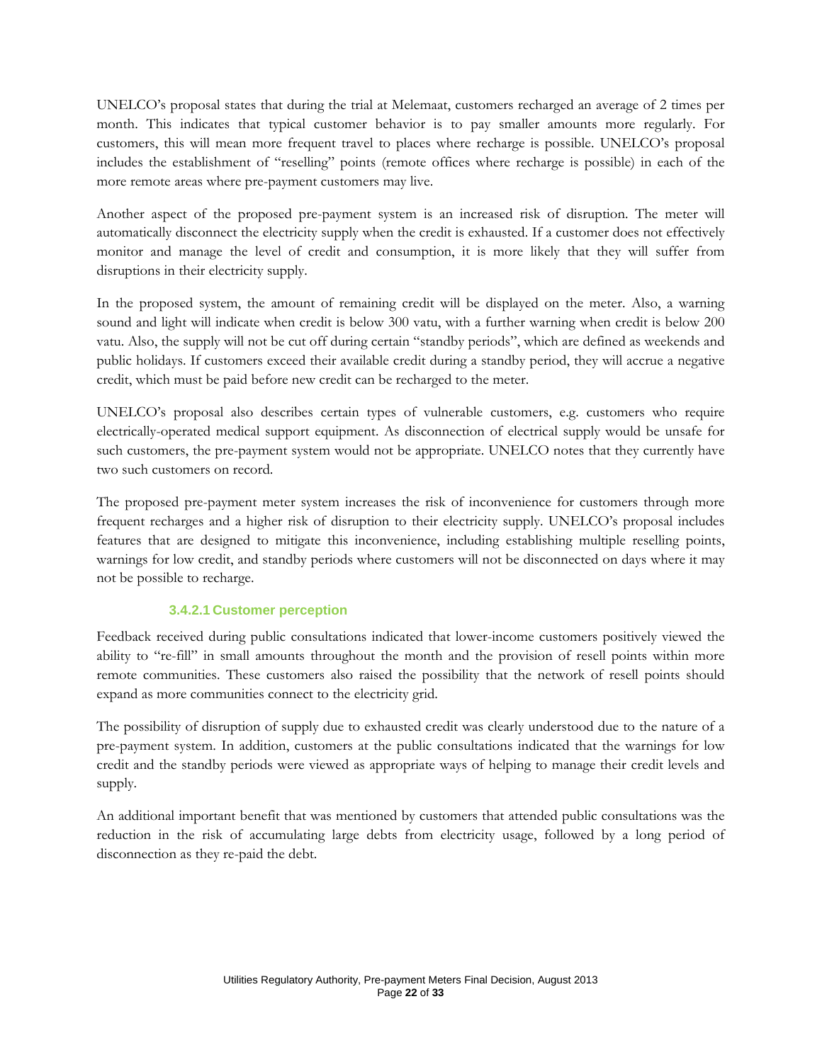UNELCO's proposal states that during the trial at Melemaat, customers recharged an average of 2 times per month. This indicates that typical customer behavior is to pay smaller amounts more regularly. For customers, this will mean more frequent travel to places where recharge is possible. UNELCO's proposal includes the establishment of "reselling" points (remote offices where recharge is possible) in each of the more remote areas where pre-payment customers may live.

Another aspect of the proposed pre-payment system is an increased risk of disruption. The meter will automatically disconnect the electricity supply when the credit is exhausted. If a customer does not effectively monitor and manage the level of credit and consumption, it is more likely that they will suffer from disruptions in their electricity supply.

In the proposed system, the amount of remaining credit will be displayed on the meter. Also, a warning sound and light will indicate when credit is below 300 vatu, with a further warning when credit is below 200 vatu. Also, the supply will not be cut off during certain "standby periods", which are defined as weekends and public holidays. If customers exceed their available credit during a standby period, they will accrue a negative credit, which must be paid before new credit can be recharged to the meter.

UNELCO's proposal also describes certain types of vulnerable customers, e.g. customers who require electrically-operated medical support equipment. As disconnection of electrical supply would be unsafe for such customers, the pre-payment system would not be appropriate. UNELCO notes that they currently have two such customers on record.

The proposed pre-payment meter system increases the risk of inconvenience for customers through more frequent recharges and a higher risk of disruption to their electricity supply. UNELCO's proposal includes features that are designed to mitigate this inconvenience, including establishing multiple reselling points, warnings for low credit, and standby periods where customers will not be disconnected on days where it may not be possible to recharge.

#### 3.4.2.1 Customer perception

Feedback received during public consultations indicated that lower-income customers positively viewed the ability to "re-fill" in small amounts throughout the month and the provision of resell points within more remote communities. These customers also raised the possibility that the network of resell points should expand as more communities connect to the electricity grid.

The possibility of disruption of supply due to exhausted credit was clearly understood due to the nature of a pre-payment system. In addition, customers at the public consultations indicated that the warnings for low credit and the standby periods were viewed as appropriate ways of helping to manage their credit levels and supply.

An additional important benefit that was mentioned by customers that attended public consultations was the reduction in the risk of accumulating large debts from electricity usage, followed by a long period of disconnection as they re-paid the debt.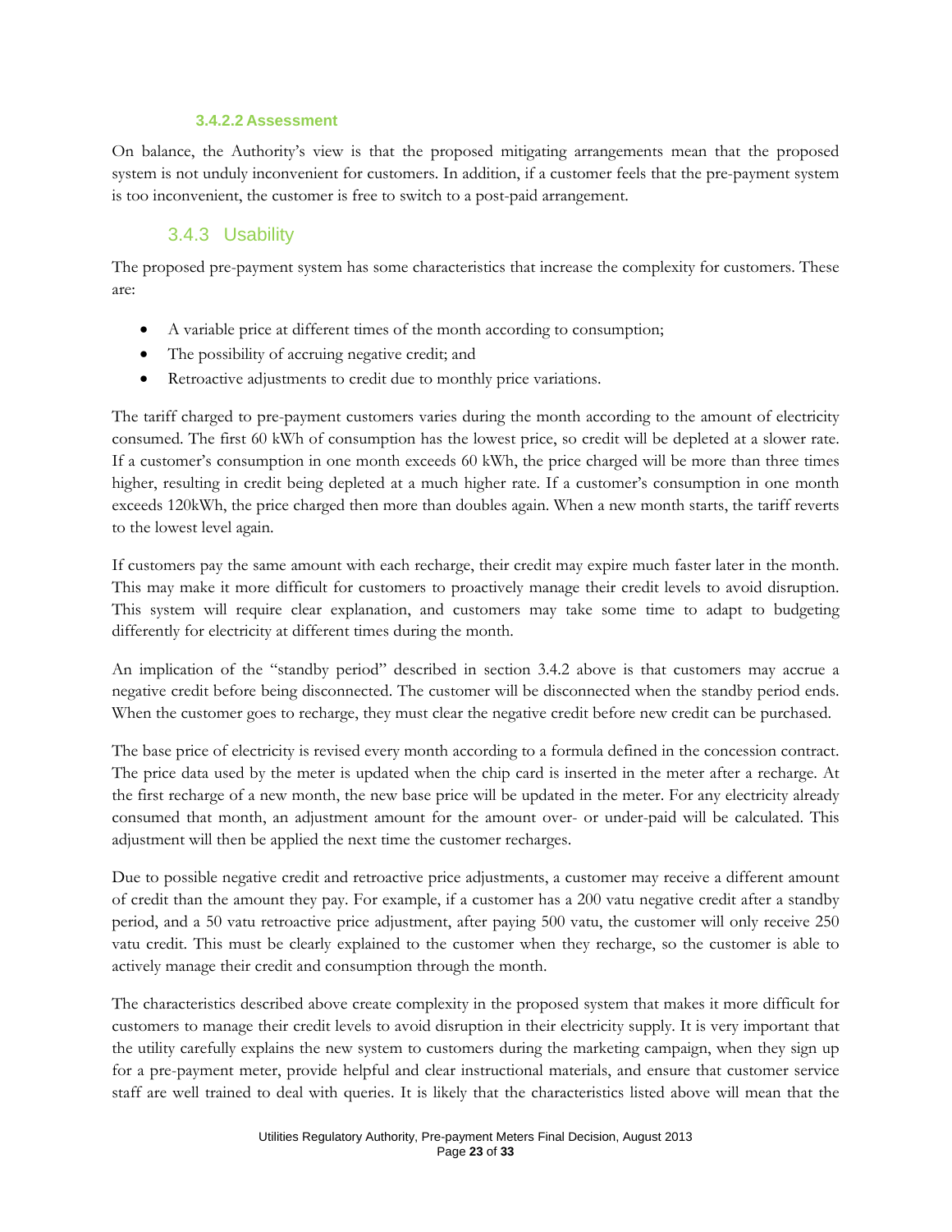#### 3.4.2.2 Assessment

On balance, the Authority's view is that the proposed mitigating arrangements mean that the proposed system is not unduly inconvenient for customers. In addition, if a customer feels that the pre-payment system is too inconvenient, the customer is free to switch to a post-paid arrangement.

### 3.4.3 Usability

The proposed pre-payment system has some characteristics that increase the complexity for customers. These are:

- A variable price at different times of the month according to consumption;
- The possibility of accruing negative credit; and
- Retroactive adjustments to credit due to monthly price variations.

The tariff charged to pre-payment customers varies during the month according to the amount of electricity consumed. The first 60 kWh of consumption has the lowest price, so credit will be depleted at a slower rate. If a customer's consumption in one month exceeds 60 kWh, the price charged will be more than three times higher, resulting in credit being depleted at a much higher rate. If a customer's consumption in one month exceeds 120kWh, the price charged then more than doubles again. When a new month starts, the tariff reverts to the lowest level again.

If customers pay the same amount with each recharge, their credit may expire much faster later in the month. This may make it more difficult for customers to proactively manage their credit levels to avoid disruption. This system will require clear explanation, and customers may take some time to adapt to budgeting differently for electricity at different times during the month.

An implication of the "standby period" described in section 3.4.2 above is that customers may accrue a negative credit before being disconnected. The customer will be disconnected when the standby period ends. When the customer goes to recharge, they must clear the negative credit before new credit can be purchased.

The base price of electricity is revised every month according to a formula defined in the concession contract. The price data used by the meter is updated when the chip card is inserted in the meter after a recharge. At the first recharge of a new month, the new base price will be updated in the meter. For any electricity already consumed that month, an adjustment amount for the amount over- or under-paid will be calculated. This adjustment will then be applied the next time the customer recharges.

Due to possible negative credit and retroactive price adjustments, a customer may receive a different amount of credit than the amount they pay. For example, if a customer has a 200 vatu negative credit after a standby period, and a 50 vatu retroactive price adjustment, after paying 500 vatu, the customer will only receive 250 vatu credit. This must be clearly explained to the customer when they recharge, so the customer is able to actively manage their credit and consumption through the month.

The characteristics described above create complexity in the proposed system that makes it more difficult for customers to manage their credit levels to avoid disruption in their electricity supply. It is very important that the utility carefully explains the new system to customers during the marketing campaign, when they sign up for a pre-payment meter, provide helpful and clear instructional materials, and ensure that customer service staff are well trained to deal with queries. It is likely that the characteristics listed above will mean that the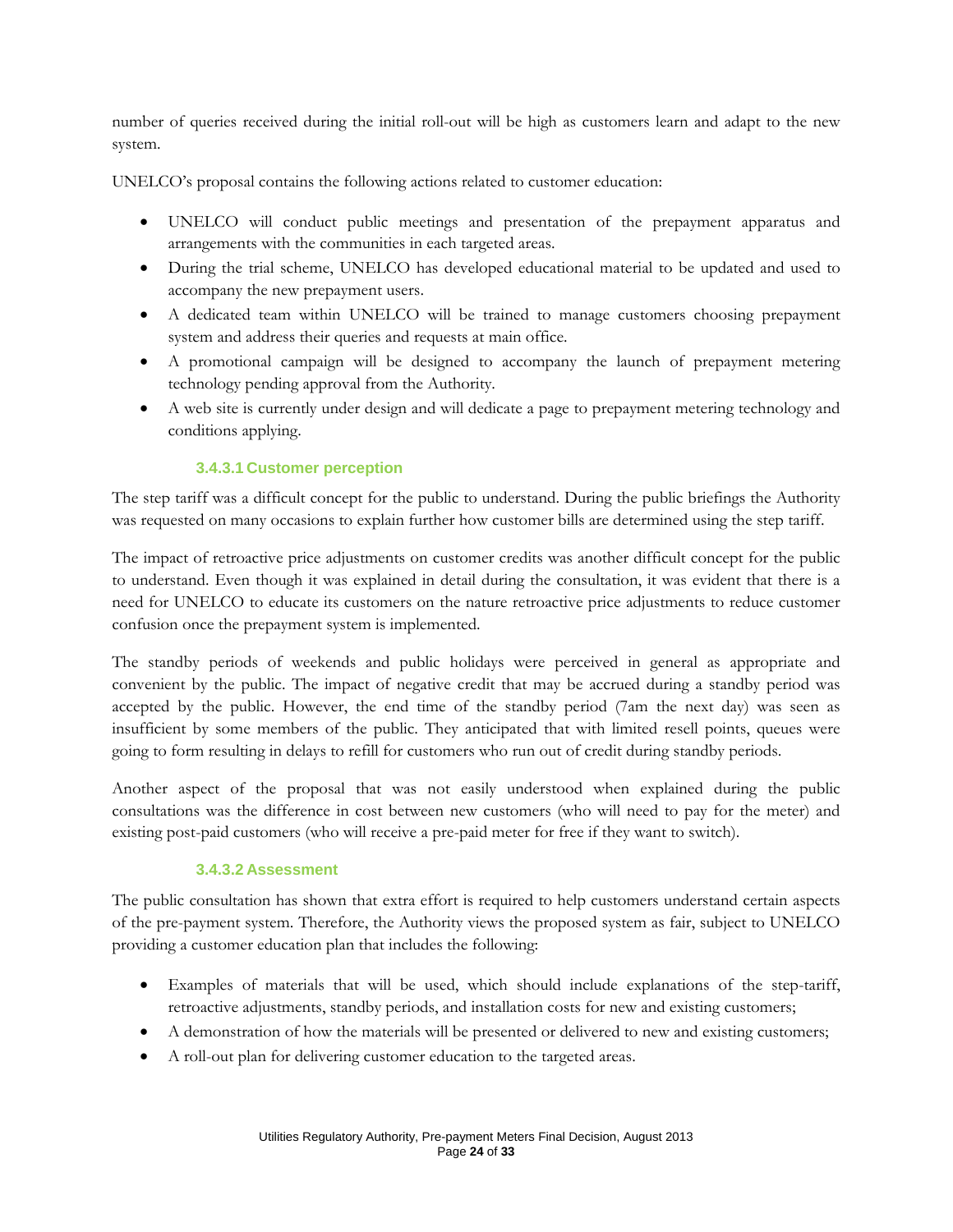number of queries received during the initial roll-out will be high as customers learn and adapt to the new system.

UNELCO's proposal contains the following actions related to customer education:

- UNELCO will conduct public meetings and presentation of the prepayment apparatus and arrangements with the communities in each targeted areas.
- During the trial scheme, UNELCO has developed educational material to be updated and used to accompany the new prepayment users.
- A dedicated team within UNELCO will be trained to manage customers choosing prepayment system and address their queries and requests at main office.
- A promotional campaign will be designed to accompany the launch of prepayment metering technology pending approval from the Authority.
- A web site is currently under design and will dedicate a page to prepayment metering technology and conditions applying.

#### 3.4.3.1 Customer perception

The step tariff was a difficult concept for the public to understand. During the public briefings the Authority was requested on many occasions to explain further how customer bills are determined using the step tariff.

The impact of retroactive price adjustments on customer credits was another difficult concept for the public to understand. Even though it was explained in detail during the consultation, it was evident that there is a need for UNELCO to educate its customers on the nature retroactive price adjustments to reduce customer confusion once the prepayment system is implemented.

The standby periods of weekends and public holidays were perceived in general as appropriate and convenient by the public. The impact of negative credit that may be accrued during a standby period was accepted by the public. However, the end time of the standby period (7am the next day) was seen as insufficient by some members of the public. They anticipated that with limited resell points, queues were going to form resulting in delays to refill for customers who run out of credit during standby periods.

Another aspect of the proposal that was not easily understood when explained during the public consultations was the difference in cost between new customers (who will need to pay for the meter) and existing post-paid customers (who will receive a pre-paid meter for free if they want to switch).

#### 3.4.3.2 Assessment

The public consultation has shown that extra effort is required to help customers understand certain aspects of the pre-payment system. Therefore, the Authority views the proposed system as fair, subject to UNELCO providing a customer education plan that includes the following:

- Examples of materials that will be used, which should include explanations of the step-tariff, retroactive adjustments, standby periods, and installation costs for new and existing customers;
- A demonstration of how the materials will be presented or delivered to new and existing customers;
- A roll-out plan for delivering customer education to the targeted areas.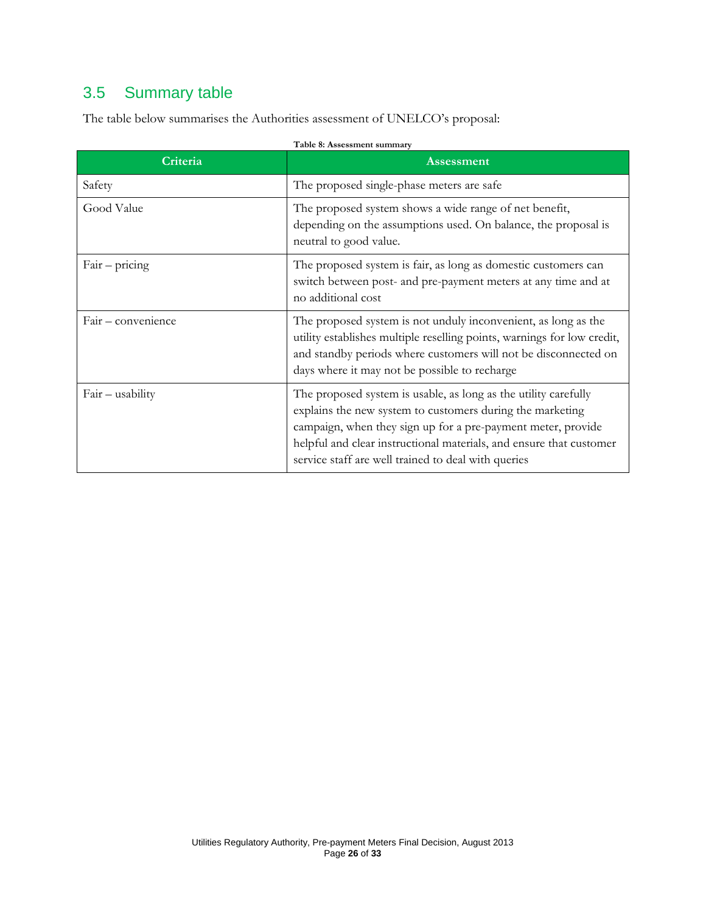## 3.5 Summary table

The table below summarises the Authorities assessment of UNELCO's proposal:

**Table 8: Assessment summary**

| Criteria | Assessment |
|---|---|
| Safety | The proposed single-phase meters are safe |
| Good Value | The proposed system shows a wide range of net benefit, depending on the assumptions used. On balance, the proposal is neutral to good value. |
| Fair – pricing | The proposed system is fair, as long as domestic customers can switch between post- and pre-payment meters at any time and at no additional cost |
| Fair – convenience | The proposed system is not unduly inconvenient, as long as the utility establishes multiple reselling points, warnings for low credit, and standby periods where customers will not be disconnected on days where it may not be possible to recharge |
| Fair – usability | The proposed system is usable, as long as the utility carefully explains the new system to customers during the marketing campaign, when they sign up for a pre-payment meter, provide helpful and clear instructional materials, and ensure that customer service staff are well trained to deal with queries |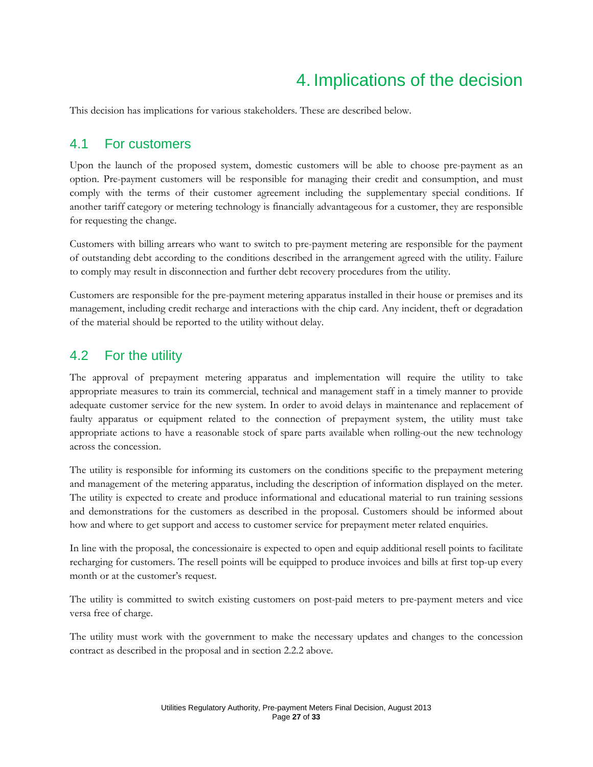# 4. Implications of the decision

This decision has implications for various stakeholders. These are described below.

## 4.1 For customers

Upon the launch of the proposed system, domestic customers will be able to choose pre-payment as an option. Pre-payment customers will be responsible for managing their credit and consumption, and must comply with the terms of their customer agreement including the supplementary special conditions. If another tariff category or metering technology is financially advantageous for a customer, they are responsible for requesting the change.

Customers with billing arrears who want to switch to pre-payment metering are responsible for the payment of outstanding debt according to the conditions described in the arrangement agreed with the utility. Failure to comply may result in disconnection and further debt recovery procedures from the utility.

Customers are responsible for the pre-payment metering apparatus installed in their house or premises and its management, including credit recharge and interactions with the chip card. Any incident, theft or degradation of the material should be reported to the utility without delay.

## 4.2 For the utility

The approval of prepayment metering apparatus and implementation will require the utility to take appropriate measures to train its commercial, technical and management staff in a timely manner to provide adequate customer service for the new system. In order to avoid delays in maintenance and replacement of faulty apparatus or equipment related to the connection of prepayment system, the utility must take appropriate actions to have a reasonable stock of spare parts available when rolling-out the new technology across the concession.

The utility is responsible for informing its customers on the conditions specific to the prepayment metering and management of the metering apparatus, including the description of information displayed on the meter. The utility is expected to create and produce informational and educational material to run training sessions and demonstrations for the customers as described in the proposal. Customers should be informed about how and where to get support and access to customer service for prepayment meter related enquiries.

In line with the proposal, the concessionaire is expected to open and equip additional resell points to facilitate recharging for customers. The resell points will be equipped to produce invoices and bills at first top-up every month or at the customer's request.

The utility is committed to switch existing customers on post-paid meters to pre-payment meters and vice versa free of charge.

The utility must work with the government to make the necessary updates and changes to the concession contract as described in the proposal and in section 2.2.2 above.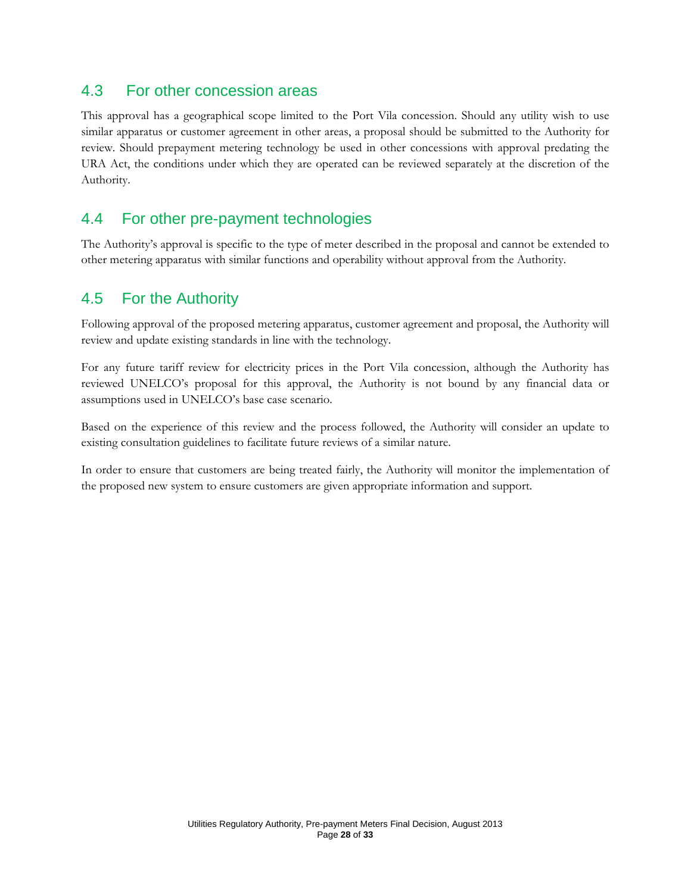## 4.3 For other concession areas

This approval has a geographical scope limited to the Port Vila concession. Should any utility wish to use similar apparatus or customer agreement in other areas, a proposal should be submitted to the Authority for review. Should prepayment metering technology be used in other concessions with approval predating the URA Act, the conditions under which they are operated can be reviewed separately at the discretion of the Authority.

## 4.4 For other pre-payment technologies

The Authority's approval is specific to the type of meter described in the proposal and cannot be extended to other metering apparatus with similar functions and operability without approval from the Authority.

## 4.5 For the Authority

Following approval of the proposed metering apparatus, customer agreement and proposal, the Authority will review and update existing standards in line with the technology.

For any future tariff review for electricity prices in the Port Vila concession, although the Authority has reviewed UNELCO's proposal for this approval, the Authority is not bound by any financial data or assumptions used in UNELCO's base case scenario.

Based on the experience of this review and the process followed, the Authority will consider an update to existing consultation guidelines to facilitate future reviews of a similar nature.

In order to ensure that customers are being treated fairly, the Authority will monitor the implementation of the proposed new system to ensure customers are given appropriate information and support.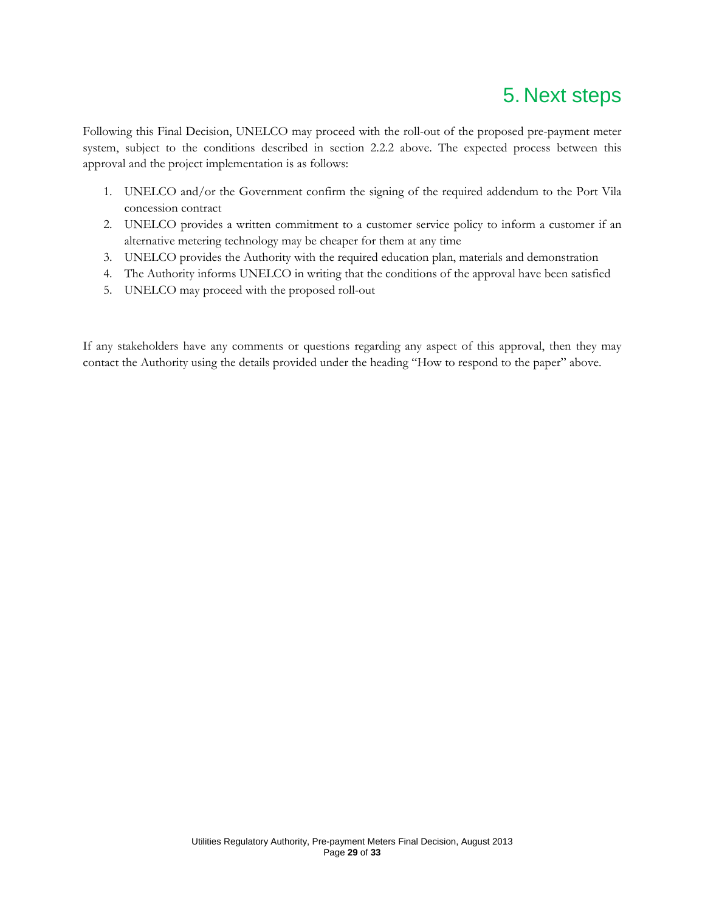# 5. Next steps

Following this Final Decision, UNELCO may proceed with the roll-out of the proposed pre-payment meter system, subject to the conditions described in section 2.2.2 above. The expected process between this approval and the project implementation is as follows:

1. UNELCO and/or the Government confirm the signing of the required addendum to the Port Vila concession contract
2. UNELCO provides a written commitment to a customer service policy to inform a customer if an alternative metering technology may be cheaper for them at any time
3. UNELCO provides the Authority with the required education plan, materials and demonstration
4. The Authority informs UNELCO in writing that the conditions of the approval have been satisfied
5. UNELCO may proceed with the proposed roll-out

If any stakeholders have any comments or questions regarding any aspect of this approval, then they may contact the Authority using the details provided under the heading "How to respond to the paper" above.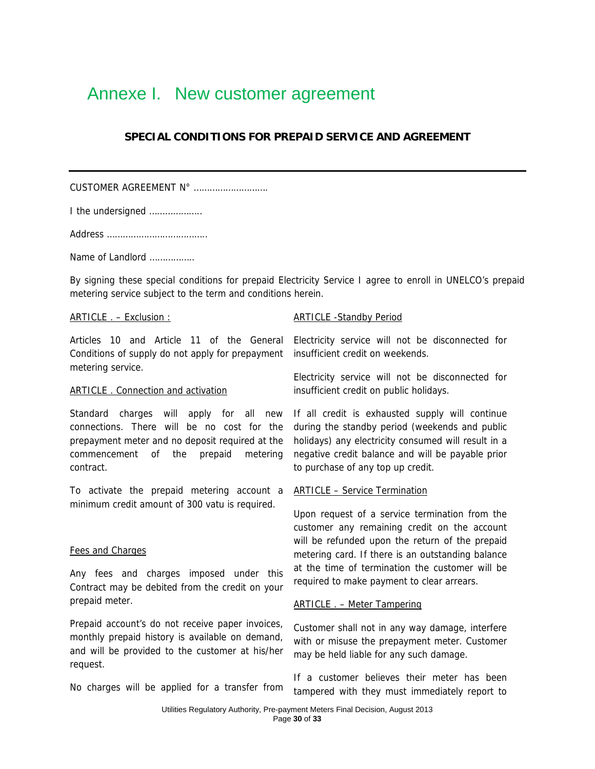# Annexe I. New customer agreement

**SPECIAL CONDITIONS FOR PREPAID SERVICE AND AGREEMENT**

---

CUSTOMER AGREEMENT N° ………………………

I the undersigned ……………….

Address ……………………………….

Name of Landlord …………….

By signing these special conditions for prepaid Electricity Service I agree to enroll in UNELCO's prepaid metering service subject to the term and conditions herein.

ARTICLE . – Exclusion :

Articles 10 and Article 11 of the General Conditions of supply do not apply for prepayment metering service.

ARTICLE . Connection and activation

Standard charges will apply for all new connections. There will be no cost for the prepayment meter and no deposit required at the commencement of the prepaid metering contract.

To activate the prepaid metering account a minimum credit amount of 300 vatu is required.

Fees and Charges

Any fees and charges imposed under this Contract may be debited from the credit on your prepaid meter.

Prepaid account's do not receive paper invoices, monthly prepaid history is available on demand, and will be provided to the customer at his/her request.

No charges will be applied for a transfer from

ARTICLE -Standby Period

Electricity service will not be disconnected for insufficient credit on weekends.

Electricity service will not be disconnected for insufficient credit on public holidays.

If all credit is exhausted supply will continue during the standby period (weekends and public holidays) any electricity consumed will result in a negative credit balance and will be payable prior to purchase of any top up credit.

ARTICLE – Service Termination

Upon request of a service termination from the customer any remaining credit on the account will be refunded upon the return of the prepaid metering card. If there is an outstanding balance at the time of termination the customer will be required to make payment to clear arrears.

ARTICLE . – Meter Tampering

Customer shall not in any way damage, interfere with or misuse the prepayment meter. Customer may be held liable for any such damage.

If a customer believes their meter has been tampered with they must immediately report to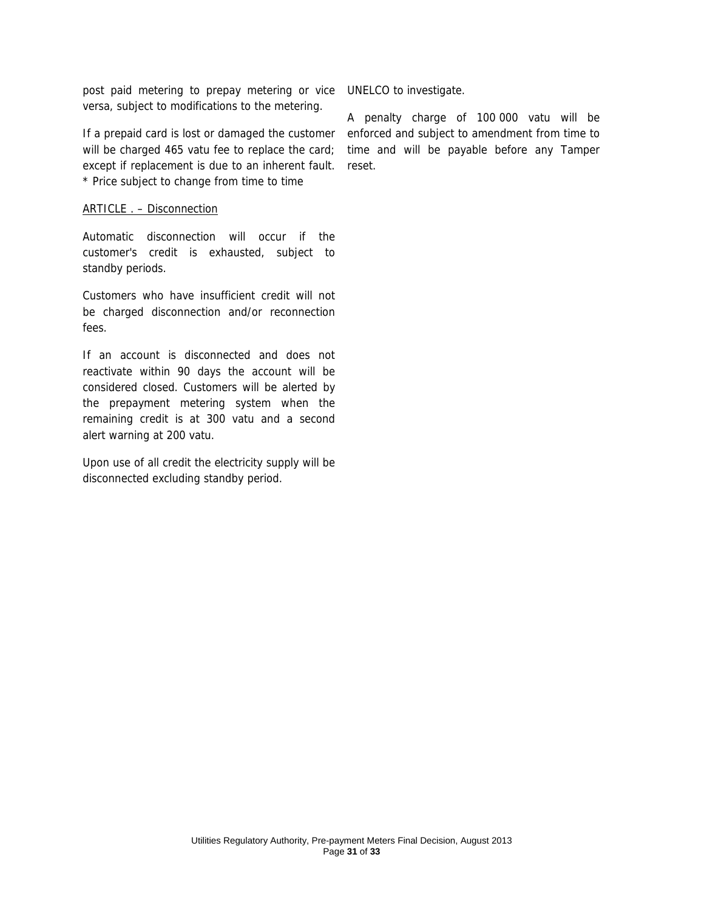post paid metering to prepay metering or vice versa, subject to modifications to the metering.

If a prepaid card is lost or damaged the customer will be charged 465 vatu fee to replace the card; except if replacement is due to an inherent fault.
* Price subject to change from time to time

ARTICLE . – Disconnection

Automatic disconnection will occur if the customer's credit is exhausted, subject to standby periods.

Customers who have insufficient credit will not be charged disconnection and/or reconnection fees.

If an account is disconnected and does not reactivate within 90 days the account will be considered closed. Customers will be alerted by the prepayment metering system when the remaining credit is at 300 vatu and a second alert warning at 200 vatu.

Upon use of all credit the electricity supply will be disconnected excluding standby period.

UNELCO to investigate.

A penalty charge of 100 000 vatu will be enforced and subject to amendment from time to time and will be payable before any Tamper reset.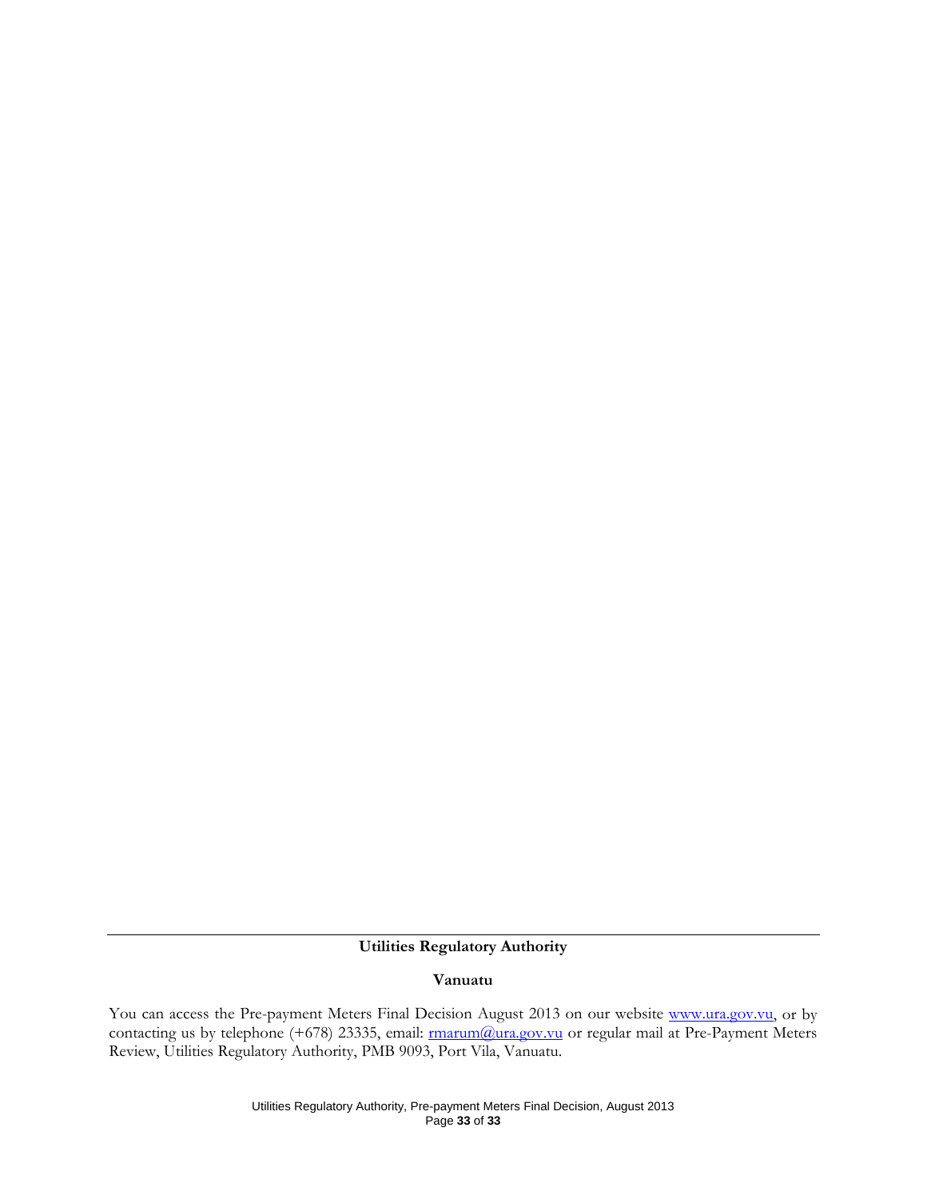---

**Utilities Regulatory Authority**

**Vanuatu**

You can access the Pre-payment Meters Final Decision August 2013 on our website www.ura.gov.vu, or by contacting us by telephone (+678) 23335, email: rmarum@ura.gov.vu or regular mail at Pre-Payment Meters Review, Utilities Regulatory Authority, PMB 9093, Port Vila, Vanuatu.